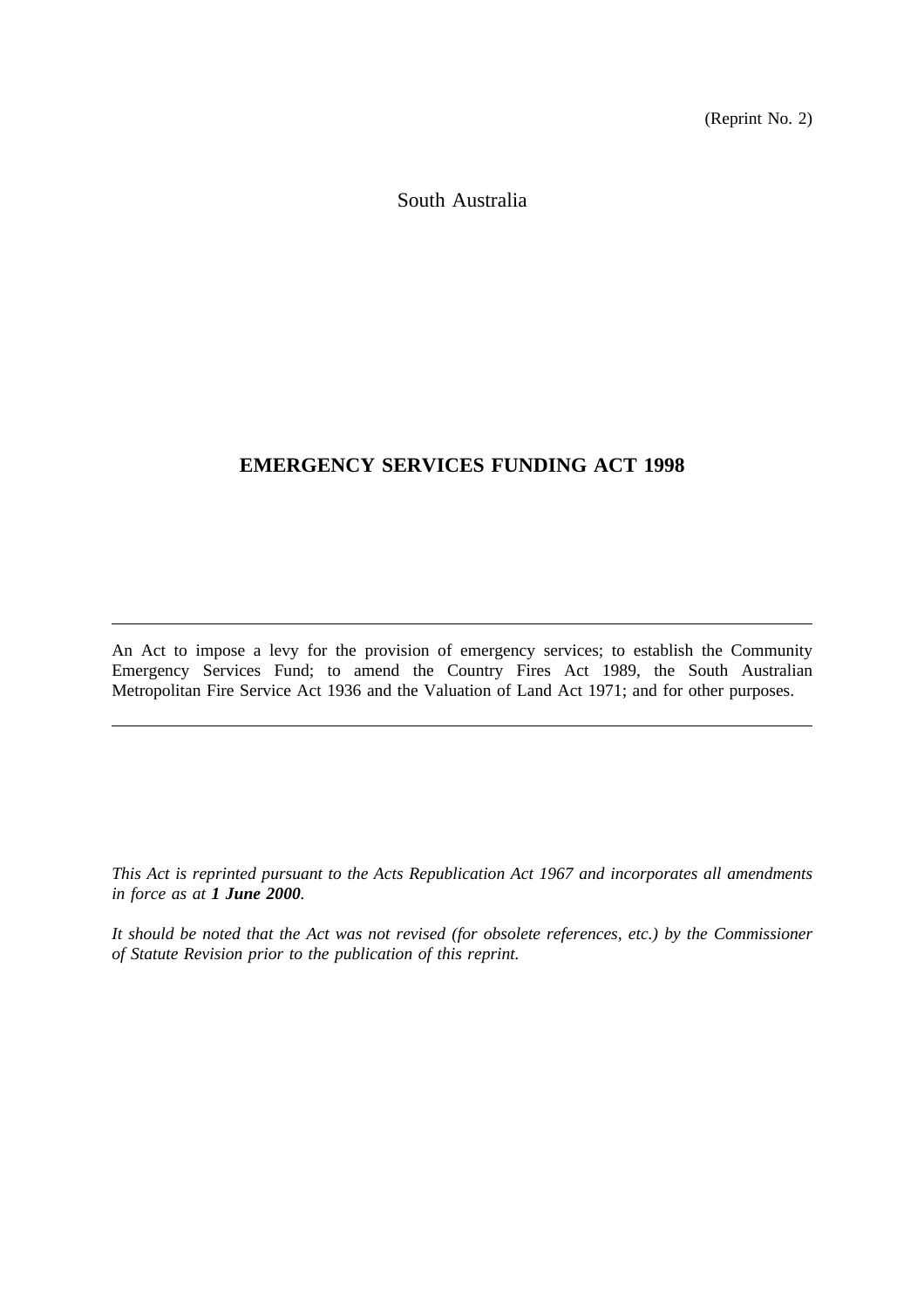(Reprint No. 2)

South Australia

# EMERGENCY SERVICES FUNDING ACT 1998

---

An Act to impose a levy for the provision of emergency services; to establish the Community Emergency Services Fund; to amend the Country Fires Act 1989, the South Australian Metropolitan Fire Service Act 1936 and the Valuation of Land Act 1971; and for other purposes.

---

*This Act is reprinted pursuant to the Acts Republication Act 1967 and incorporates all amendments in force as at **1 June 2000**.*

*It should be noted that the Act was not revised (for obsolete references, etc.) by the Commissioner of Statute Revision prior to the publication of this reprint.*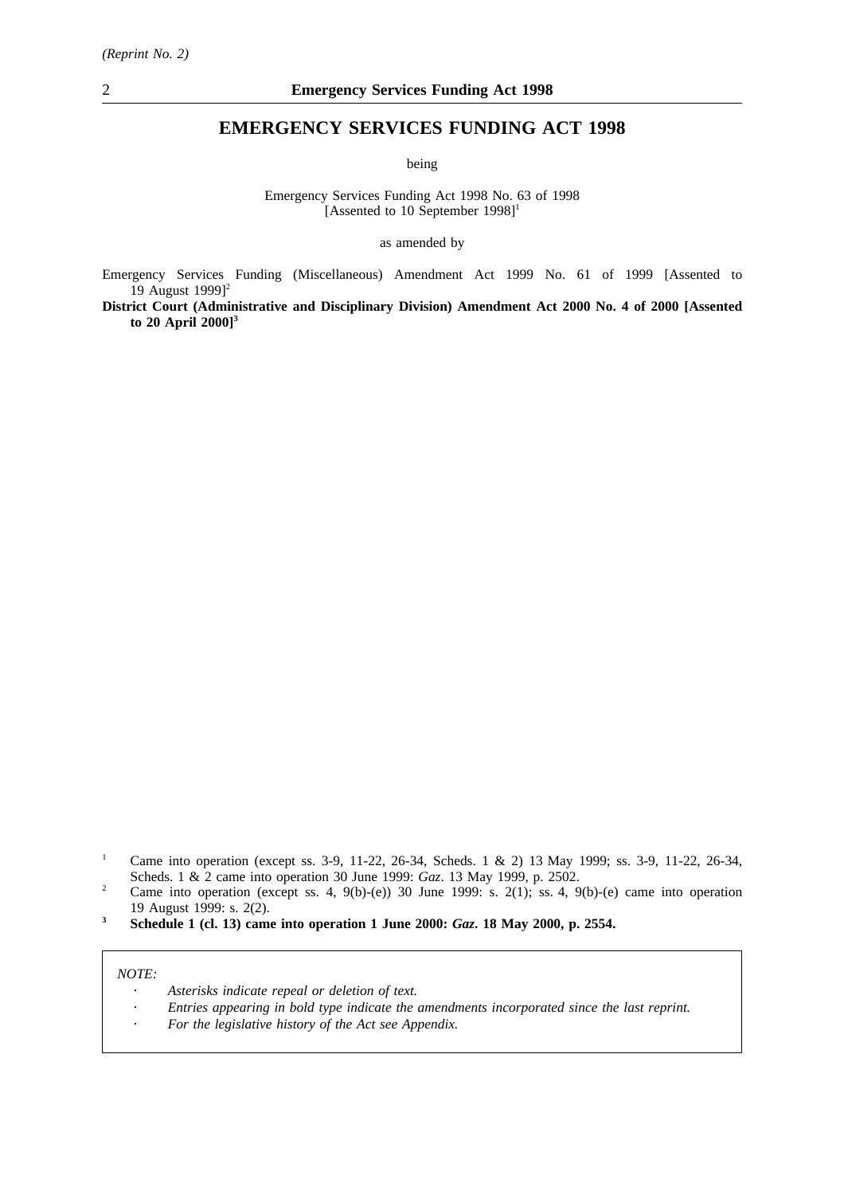*(Reprint No. 2)*

# EMERGENCY SERVICES FUNDING ACT 1998

being

Emergency Services Funding Act 1998 No. 63 of 1998
[Assented to 10 September 1998][1]

as amended by

Emergency Services Funding (Miscellaneous) Amendment Act 1999 No. 61 of 1999 [Assented to 19 August 1999][2]

**District Court (Administrative and Disciplinary Division) Amendment Act 2000 No. 4 of 2000 [Assented to 20 April 2000][3]**

[1] Came into operation (except ss. 3-9, 11-22, 26-34, Scheds. 1 & 2) 13 May 1999; ss. 3-9, 11-22, 26-34, Scheds. 1 & 2 came into operation 30 June 1999: *Gaz*. 13 May 1999, p. 2502.

[2] Came into operation (except ss. 4, 9(b)-(e)) 30 June 1999: s. 2(1); ss. 4, 9(b)-(e) came into operation 19 August 1999: s. 2(2).

**[3] Schedule 1 (cl. 13) came into operation 1 June 2000: *Gaz*. 18 May 2000, p. 2554.**

*NOTE:*

- *Asterisks indicate repeal or deletion of text.*
- *Entries appearing in bold type indicate the amendments incorporated since the last reprint.*
- *For the legislative history of the Act see Appendix.*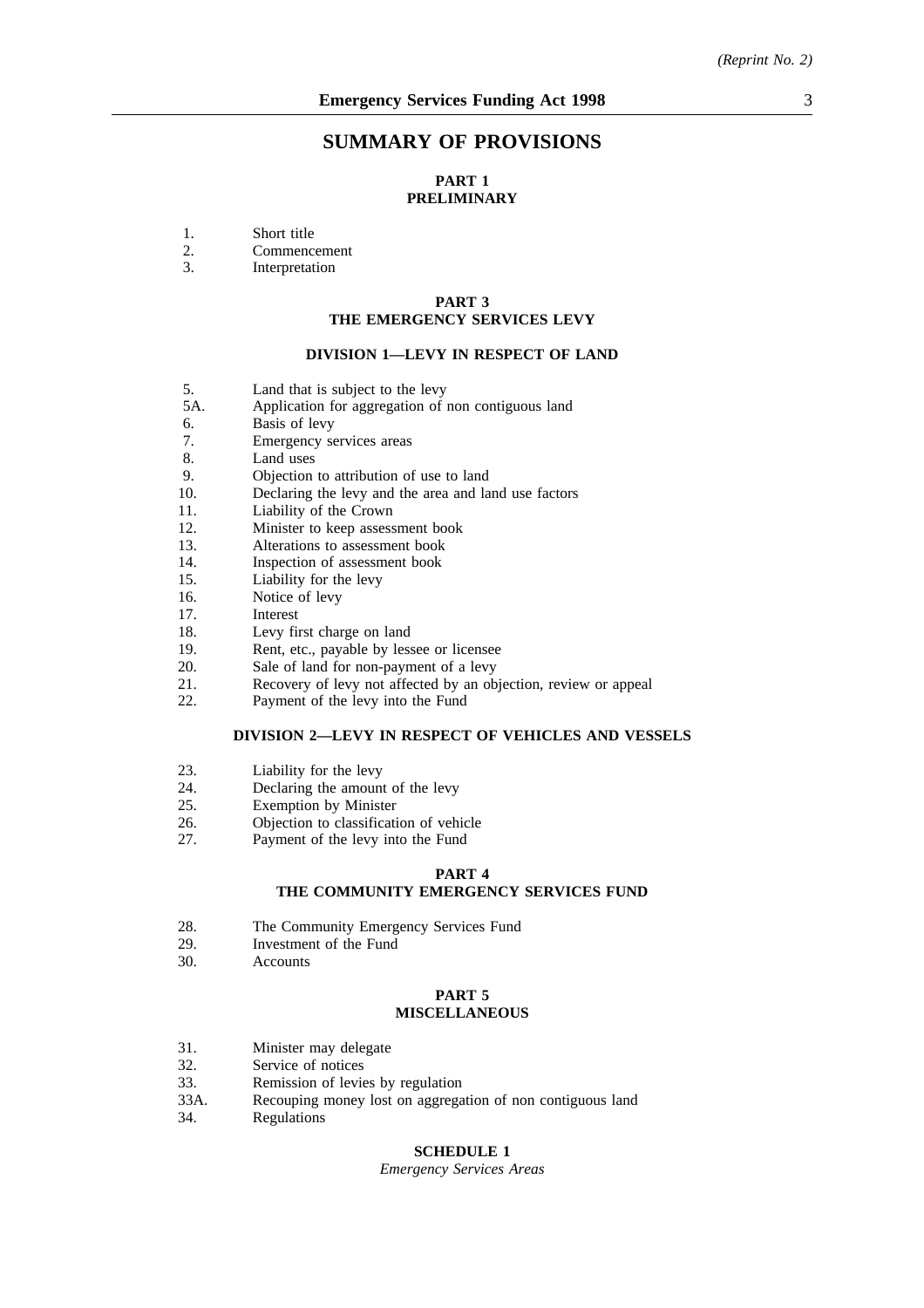# SUMMARY OF PROVISIONS

## PART 1
## PRELIMINARY

1. Short title
2. Commencement
3. Interpretation

## PART 3
## THE EMERGENCY SERVICES LEVY

### DIVISION 1—LEVY IN RESPECT OF LAND

5. Land that is subject to the levy
5A. Application for aggregation of non contiguous land
6. Basis of levy
7. Emergency services areas
8. Land uses
9. Objection to attribution of use to land
10. Declaring the levy and the area and land use factors
11. Liability of the Crown
12. Minister to keep assessment book
13. Alterations to assessment book
14. Inspection of assessment book
15. Liability for the levy
16. Notice of levy
17. Interest
18. Levy first charge on land
19. Rent, etc., payable by lessee or licensee
20. Sale of land for non-payment of a levy
21. Recovery of levy not affected by an objection, review or appeal
22. Payment of the levy into the Fund

### DIVISION 2—LEVY IN RESPECT OF VEHICLES AND VESSELS

23. Liability for the levy
24. Declaring the amount of the levy
25. Exemption by Minister
26. Objection to classification of vehicle
27. Payment of the levy into the Fund

## PART 4
## THE COMMUNITY EMERGENCY SERVICES FUND

28. The Community Emergency Services Fund
29. Investment of the Fund
30. Accounts

## PART 5
## MISCELLANEOUS

31. Minister may delegate
32. Service of notices
33. Remission of levies by regulation
33A. Recouping money lost on aggregation of non contiguous land
34. Regulations

## SCHEDULE 1
*Emergency Services Areas*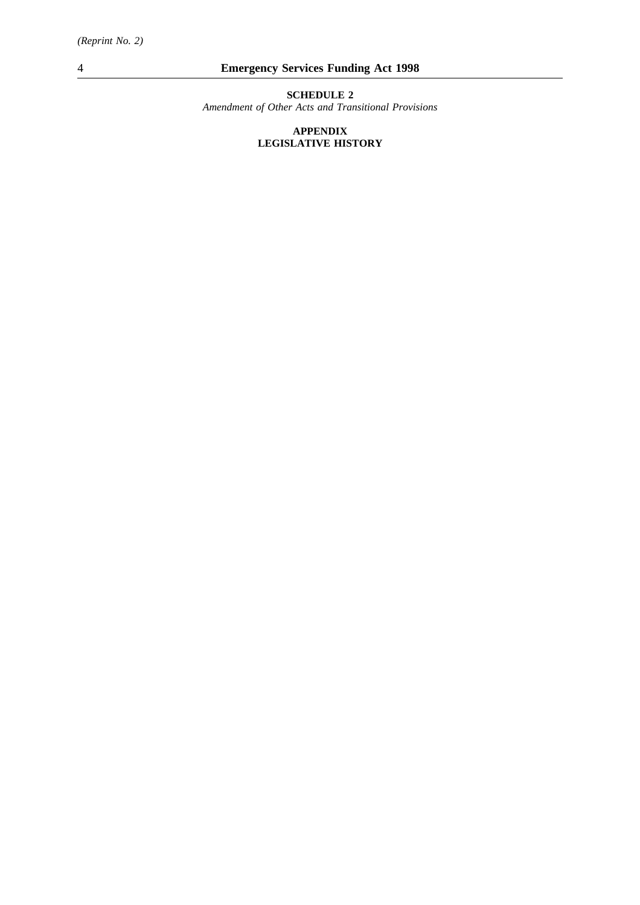**SCHEDULE 2**

*Amendment of Other Acts and Transitional Provisions*

**APPENDIX**

**LEGISLATIVE HISTORY**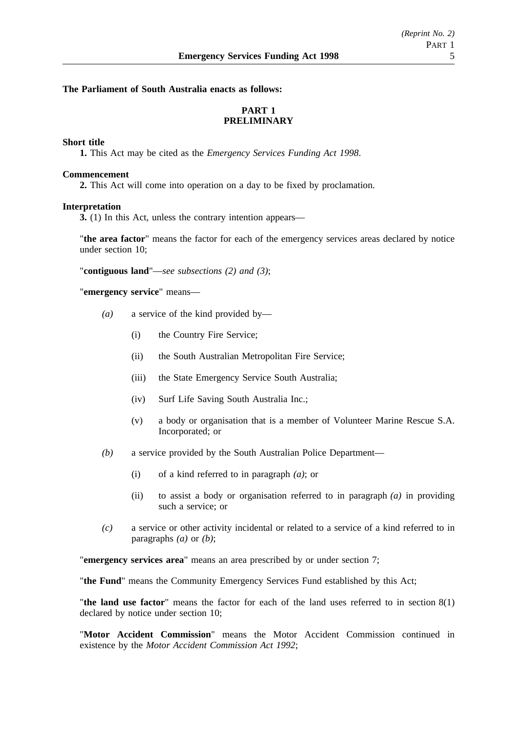**The Parliament of South Australia enacts as follows:**

## PART 1
## PRELIMINARY

**Short title**

**1.** This Act may be cited as the *Emergency Services Funding Act 1998*.

**Commencement**

**2.** This Act will come into operation on a day to be fixed by proclamation.

**Interpretation**

**3.** (1) In this Act, unless the contrary intention appears—

"**the area factor**" means the factor for each of the emergency services areas declared by notice under section 10;

"**contiguous land**"—*see subsections (2) and (3)*;

"**emergency service**" means—

*(a)* a service of the kind provided by—

(i) the Country Fire Service;

(ii) the South Australian Metropolitan Fire Service;

(iii) the State Emergency Service South Australia;

(iv) Surf Life Saving South Australia Inc.;

(v) a body or organisation that is a member of Volunteer Marine Rescue S.A. Incorporated; or

*(b)* a service provided by the South Australian Police Department—

(i) of a kind referred to in paragraph *(a)*; or

(ii) to assist a body or organisation referred to in paragraph *(a)* in providing such a service; or

*(c)* a service or other activity incidental or related to a service of a kind referred to in paragraphs *(a)* or *(b)*;

"**emergency services area**" means an area prescribed by or under section 7;

"**the Fund**" means the Community Emergency Services Fund established by this Act;

"**the land use factor**" means the factor for each of the land uses referred to in section 8(1) declared by notice under section 10;

"**Motor Accident Commission**" means the Motor Accident Commission continued in existence by the *Motor Accident Commission Act 1992*;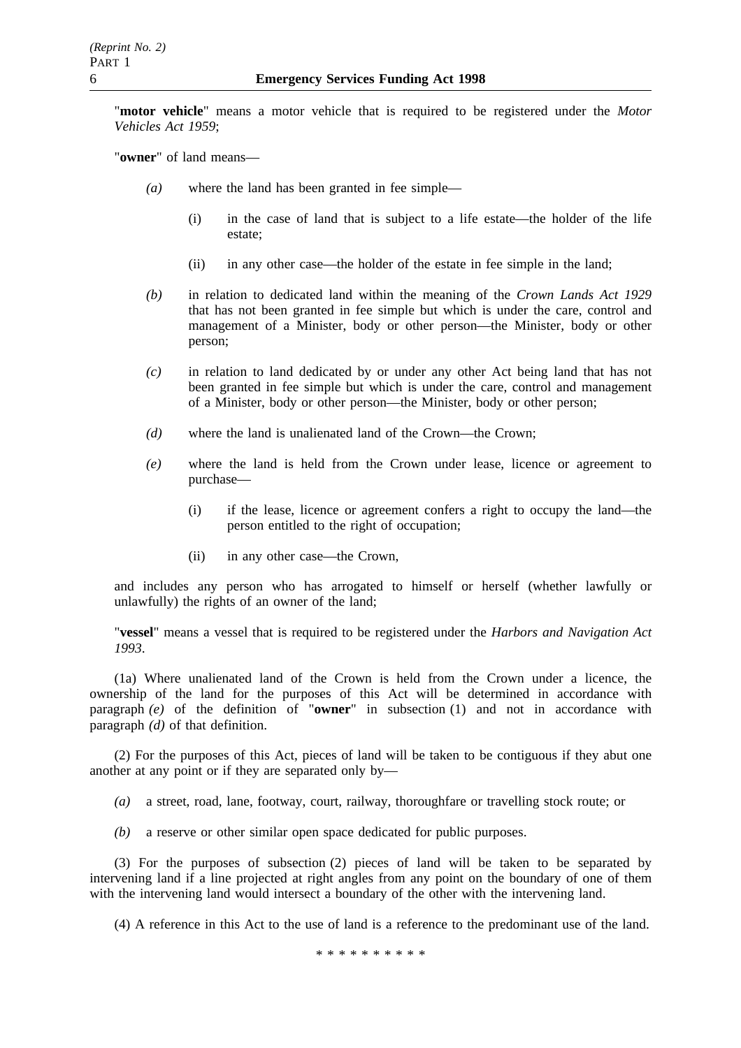"**motor vehicle**" means a motor vehicle that is required to be registered under the *Motor Vehicles Act 1959*;

"**owner**" of land means—

*(a)* where the land has been granted in fee simple—

(i) in the case of land that is subject to a life estate—the holder of the life estate;

(ii) in any other case—the holder of the estate in fee simple in the land;

*(b)* in relation to dedicated land within the meaning of the *Crown Lands Act 1929* that has not been granted in fee simple but which is under the care, control and management of a Minister, body or other person—the Minister, body or other person;

*(c)* in relation to land dedicated by or under any other Act being land that has not been granted in fee simple but which is under the care, control and management of a Minister, body or other person—the Minister, body or other person;

*(d)* where the land is unalienated land of the Crown—the Crown;

*(e)* where the land is held from the Crown under lease, licence or agreement to purchase—

(i) if the lease, licence or agreement confers a right to occupy the land—the person entitled to the right of occupation;

(ii) in any other case—the Crown,

and includes any person who has arrogated to himself or herself (whether lawfully or unlawfully) the rights of an owner of the land;

"**vessel**" means a vessel that is required to be registered under the *Harbors and Navigation Act 1993*.

(1a) Where unalienated land of the Crown is held from the Crown under a licence, the ownership of the land for the purposes of this Act will be determined in accordance with paragraph *(e)* of the definition of "**owner**" in subsection (1) and not in accordance with paragraph *(d)* of that definition.

(2) For the purposes of this Act, pieces of land will be taken to be contiguous if they abut one another at any point or if they are separated only by—

*(a)* a street, road, lane, footway, court, railway, thoroughfare or travelling stock route; or

*(b)* a reserve or other similar open space dedicated for public purposes.

(3) For the purposes of subsection (2) pieces of land will be taken to be separated by intervening land if a line projected at right angles from any point on the boundary of one of them with the intervening land would intersect a boundary of the other with the intervening land.

(4) A reference in this Act to the use of land is a reference to the predominant use of the land.

\* \* \* \* \* \* \* \* \* \*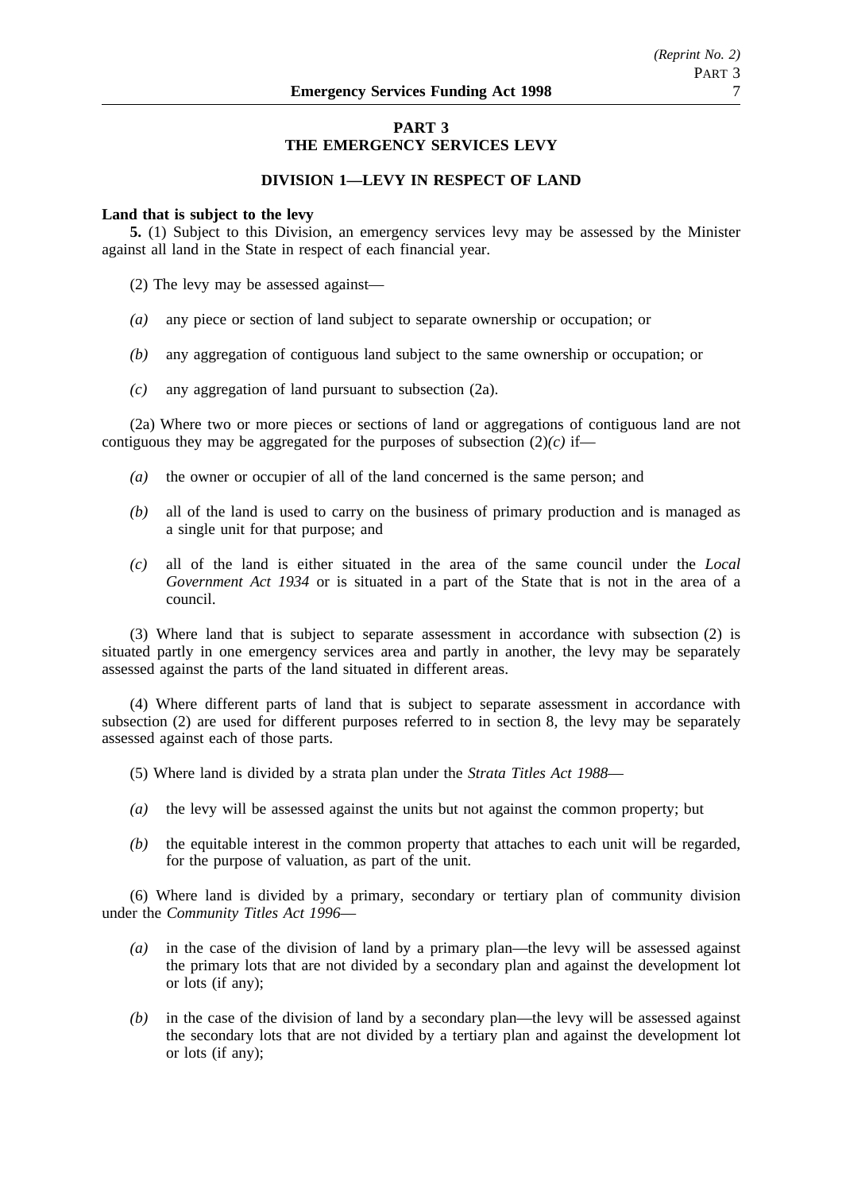## PART 3
## THE EMERGENCY SERVICES LEVY

### DIVISION 1—LEVY IN RESPECT OF LAND

**Land that is subject to the levy**

**5.** (1) Subject to this Division, an emergency services levy may be assessed by the Minister against all land in the State in respect of each financial year.

(2) The levy may be assessed against—

*(a)* any piece or section of land subject to separate ownership or occupation; or

*(b)* any aggregation of contiguous land subject to the same ownership or occupation; or

*(c)* any aggregation of land pursuant to subsection (2a).

(2a) Where two or more pieces or sections of land or aggregations of contiguous land are not contiguous they may be aggregated for the purposes of subsection (2)*(c)* if—

*(a)* the owner or occupier of all of the land concerned is the same person; and

*(b)* all of the land is used to carry on the business of primary production and is managed as a single unit for that purpose; and

*(c)* all of the land is either situated in the area of the same council under the *Local Government Act 1934* or is situated in a part of the State that is not in the area of a council.

(3) Where land that is subject to separate assessment in accordance with subsection (2) is situated partly in one emergency services area and partly in another, the levy may be separately assessed against the parts of the land situated in different areas.

(4) Where different parts of land that is subject to separate assessment in accordance with subsection (2) are used for different purposes referred to in section 8, the levy may be separately assessed against each of those parts.

(5) Where land is divided by a strata plan under the *Strata Titles Act 1988*—

*(a)* the levy will be assessed against the units but not against the common property; but

*(b)* the equitable interest in the common property that attaches to each unit will be regarded, for the purpose of valuation, as part of the unit.

(6) Where land is divided by a primary, secondary or tertiary plan of community division under the *Community Titles Act 1996*—

*(a)* in the case of the division of land by a primary plan—the levy will be assessed against the primary lots that are not divided by a secondary plan and against the development lot or lots (if any);

*(b)* in the case of the division of land by a secondary plan—the levy will be assessed against the secondary lots that are not divided by a tertiary plan and against the development lot or lots (if any);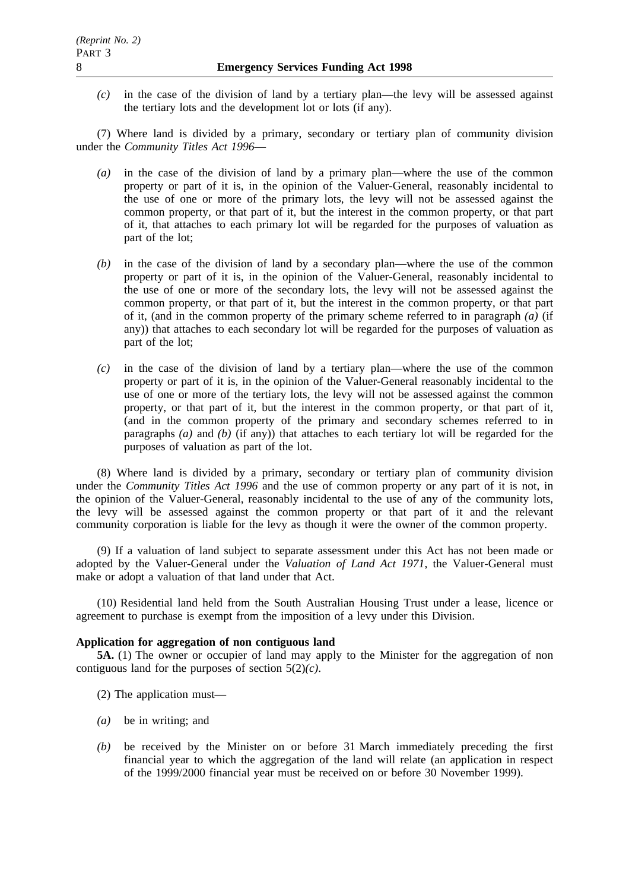*(c)* in the case of the division of land by a tertiary plan—the levy will be assessed against the tertiary lots and the development lot or lots (if any).

(7) Where land is divided by a primary, secondary or tertiary plan of community division under the *Community Titles Act 1996*—

*(a)* in the case of the division of land by a primary plan—where the use of the common property or part of it is, in the opinion of the Valuer-General, reasonably incidental to the use of one or more of the primary lots, the levy will not be assessed against the common property, or that part of it, but the interest in the common property, or that part of it, that attaches to each primary lot will be regarded for the purposes of valuation as part of the lot;

*(b)* in the case of the division of land by a secondary plan—where the use of the common property or part of it is, in the opinion of the Valuer-General, reasonably incidental to the use of one or more of the secondary lots, the levy will not be assessed against the common property, or that part of it, but the interest in the common property, or that part of it, (and in the common property of the primary scheme referred to in paragraph *(a)* (if any)) that attaches to each secondary lot will be regarded for the purposes of valuation as part of the lot;

*(c)* in the case of the division of land by a tertiary plan—where the use of the common property or part of it is, in the opinion of the Valuer-General reasonably incidental to the use of one or more of the tertiary lots, the levy will not be assessed against the common property, or that part of it, but the interest in the common property, or that part of it, (and in the common property of the primary and secondary schemes referred to in paragraphs *(a)* and *(b)* (if any)) that attaches to each tertiary lot will be regarded for the purposes of valuation as part of the lot.

(8) Where land is divided by a primary, secondary or tertiary plan of community division under the *Community Titles Act 1996* and the use of common property or any part of it is not, in the opinion of the Valuer-General, reasonably incidental to the use of any of the community lots, the levy will be assessed against the common property or that part of it and the relevant community corporation is liable for the levy as though it were the owner of the common property.

(9) If a valuation of land subject to separate assessment under this Act has not been made or adopted by the Valuer-General under the *Valuation of Land Act 1971*, the Valuer-General must make or adopt a valuation of that land under that Act.

(10) Residential land held from the South Australian Housing Trust under a lease, licence or agreement to purchase is exempt from the imposition of a levy under this Division.

**Application for aggregation of non contiguous land**

**5A.** (1) The owner or occupier of land may apply to the Minister for the aggregation of non contiguous land for the purposes of section 5(2)*(c)*.

(2) The application must—

*(a)* be in writing; and

*(b)* be received by the Minister on or before 31 March immediately preceding the first financial year to which the aggregation of the land will relate (an application in respect of the 1999/2000 financial year must be received on or before 30 November 1999).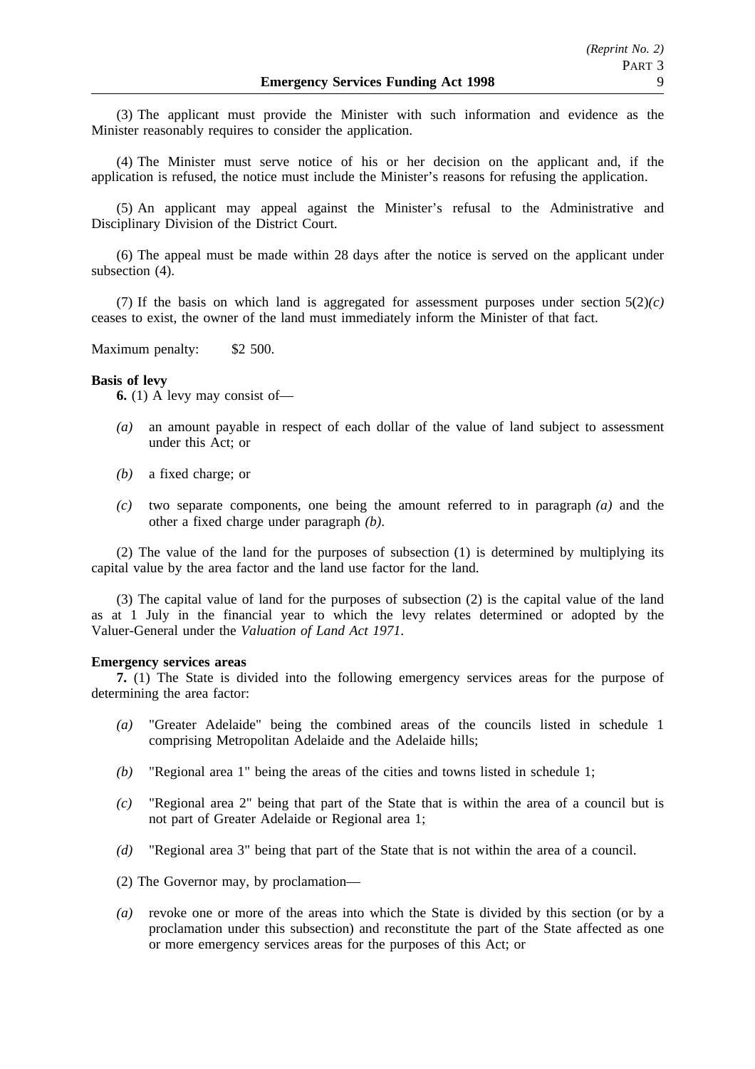(3) The applicant must provide the Minister with such information and evidence as the Minister reasonably requires to consider the application.

(4) The Minister must serve notice of his or her decision on the applicant and, if the application is refused, the notice must include the Minister's reasons for refusing the application.

(5) An applicant may appeal against the Minister's refusal to the Administrative and Disciplinary Division of the District Court.

(6) The appeal must be made within 28 days after the notice is served on the applicant under subsection (4).

(7) If the basis on which land is aggregated for assessment purposes under section 5(2)*(c)* ceases to exist, the owner of the land must immediately inform the Minister of that fact.

Maximum penalty: $2 500.

**Basis of levy**

**6.** (1) A levy may consist of—

*(a)* an amount payable in respect of each dollar of the value of land subject to assessment under this Act; or

*(b)* a fixed charge; or

*(c)* two separate components, one being the amount referred to in paragraph *(a)* and the other a fixed charge under paragraph *(b)*.

(2) The value of the land for the purposes of subsection (1) is determined by multiplying its capital value by the area factor and the land use factor for the land.

(3) The capital value of land for the purposes of subsection (2) is the capital value of the land as at 1 July in the financial year to which the levy relates determined or adopted by the Valuer-General under the *Valuation of Land Act 1971*.

**Emergency services areas**

**7.** (1) The State is divided into the following emergency services areas for the purpose of determining the area factor:

*(a)* "Greater Adelaide" being the combined areas of the councils listed in schedule 1 comprising Metropolitan Adelaide and the Adelaide hills;

*(b)* "Regional area 1" being the areas of the cities and towns listed in schedule 1;

*(c)* "Regional area 2" being that part of the State that is within the area of a council but is not part of Greater Adelaide or Regional area 1;

*(d)* "Regional area 3" being that part of the State that is not within the area of a council.

(2) The Governor may, by proclamation—

*(a)* revoke one or more of the areas into which the State is divided by this section (or by a proclamation under this subsection) and reconstitute the part of the State affected as one or more emergency services areas for the purposes of this Act; or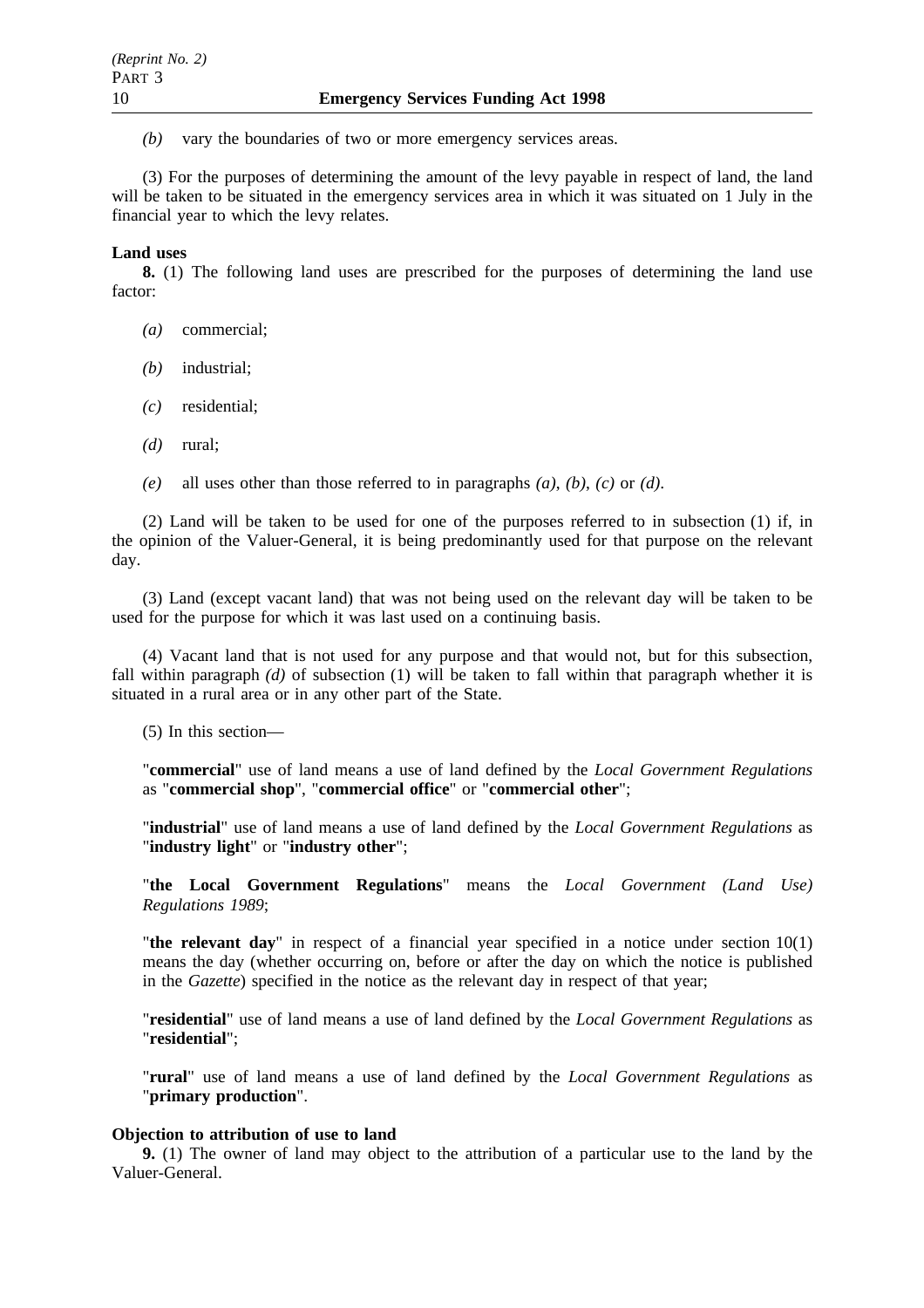*(b)* vary the boundaries of two or more emergency services areas.

(3) For the purposes of determining the amount of the levy payable in respect of land, the land will be taken to be situated in the emergency services area in which it was situated on 1 July in the financial year to which the levy relates.

**Land uses**

**8.** (1) The following land uses are prescribed for the purposes of determining the land use factor:

*(a)* commercial;

*(b)* industrial;

*(c)* residential;

*(d)* rural;

*(e)* all uses other than those referred to in paragraphs *(a)*, *(b)*, *(c)* or *(d)*.

(2) Land will be taken to be used for one of the purposes referred to in subsection (1) if, in the opinion of the Valuer-General, it is being predominantly used for that purpose on the relevant day.

(3) Land (except vacant land) that was not being used on the relevant day will be taken to be used for the purpose for which it was last used on a continuing basis.

(4) Vacant land that is not used for any purpose and that would not, but for this subsection, fall within paragraph *(d)* of subsection (1) will be taken to fall within that paragraph whether it is situated in a rural area or in any other part of the State.

(5) In this section—

"**commercial**" use of land means a use of land defined by the *Local Government Regulations* as "**commercial shop**", "**commercial office**" or "**commercial other**";

"**industrial**" use of land means a use of land defined by the *Local Government Regulations* as "**industry light**" or "**industry other**";

"**the Local Government Regulations**" means the *Local Government (Land Use) Regulations 1989*;

"**the relevant day**" in respect of a financial year specified in a notice under section 10(1) means the day (whether occurring on, before or after the day on which the notice is published in the *Gazette*) specified in the notice as the relevant day in respect of that year;

"**residential**" use of land means a use of land defined by the *Local Government Regulations* as "**residential**";

"**rural**" use of land means a use of land defined by the *Local Government Regulations* as "**primary production**".

**Objection to attribution of use to land**

**9.** (1) The owner of land may object to the attribution of a particular use to the land by the Valuer-General.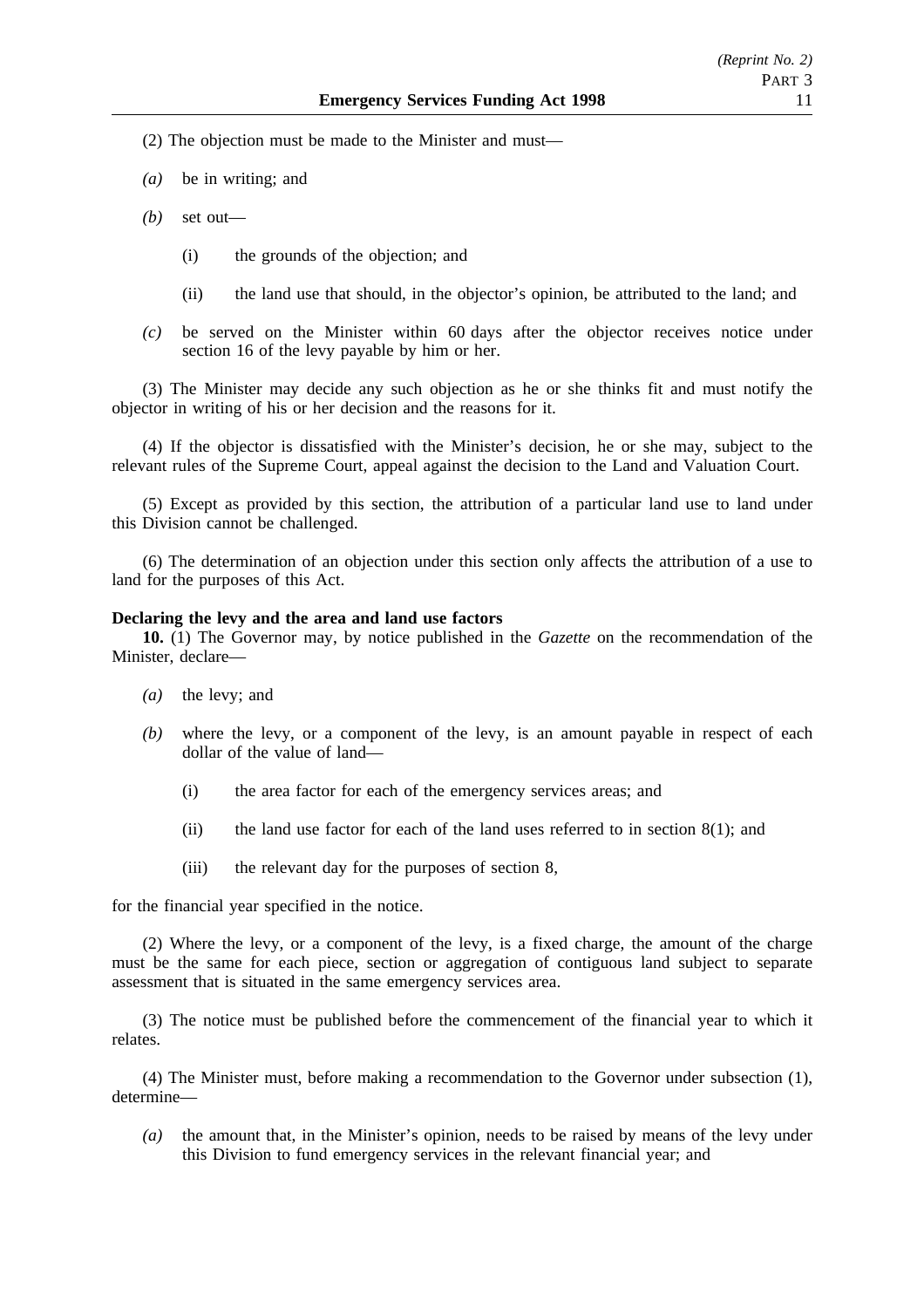(2) The objection must be made to the Minister and must—

*(a)* be in writing; and

*(b)* set out—

(i) the grounds of the objection; and

(ii) the land use that should, in the objector's opinion, be attributed to the land; and

*(c)* be served on the Minister within 60 days after the objector receives notice under section 16 of the levy payable by him or her.

(3) The Minister may decide any such objection as he or she thinks fit and must notify the objector in writing of his or her decision and the reasons for it.

(4) If the objector is dissatisfied with the Minister's decision, he or she may, subject to the relevant rules of the Supreme Court, appeal against the decision to the Land and Valuation Court.

(5) Except as provided by this section, the attribution of a particular land use to land under this Division cannot be challenged.

(6) The determination of an objection under this section only affects the attribution of a use to land for the purposes of this Act.

**Declaring the levy and the area and land use factors**

**10.** (1) The Governor may, by notice published in the *Gazette* on the recommendation of the Minister, declare—

*(a)* the levy; and

*(b)* where the levy, or a component of the levy, is an amount payable in respect of each dollar of the value of land—

(i) the area factor for each of the emergency services areas; and

(ii) the land use factor for each of the land uses referred to in section 8(1); and

(iii) the relevant day for the purposes of section 8,

for the financial year specified in the notice.

(2) Where the levy, or a component of the levy, is a fixed charge, the amount of the charge must be the same for each piece, section or aggregation of contiguous land subject to separate assessment that is situated in the same emergency services area.

(3) The notice must be published before the commencement of the financial year to which it relates.

(4) The Minister must, before making a recommendation to the Governor under subsection (1), determine—

*(a)* the amount that, in the Minister's opinion, needs to be raised by means of the levy under this Division to fund emergency services in the relevant financial year; and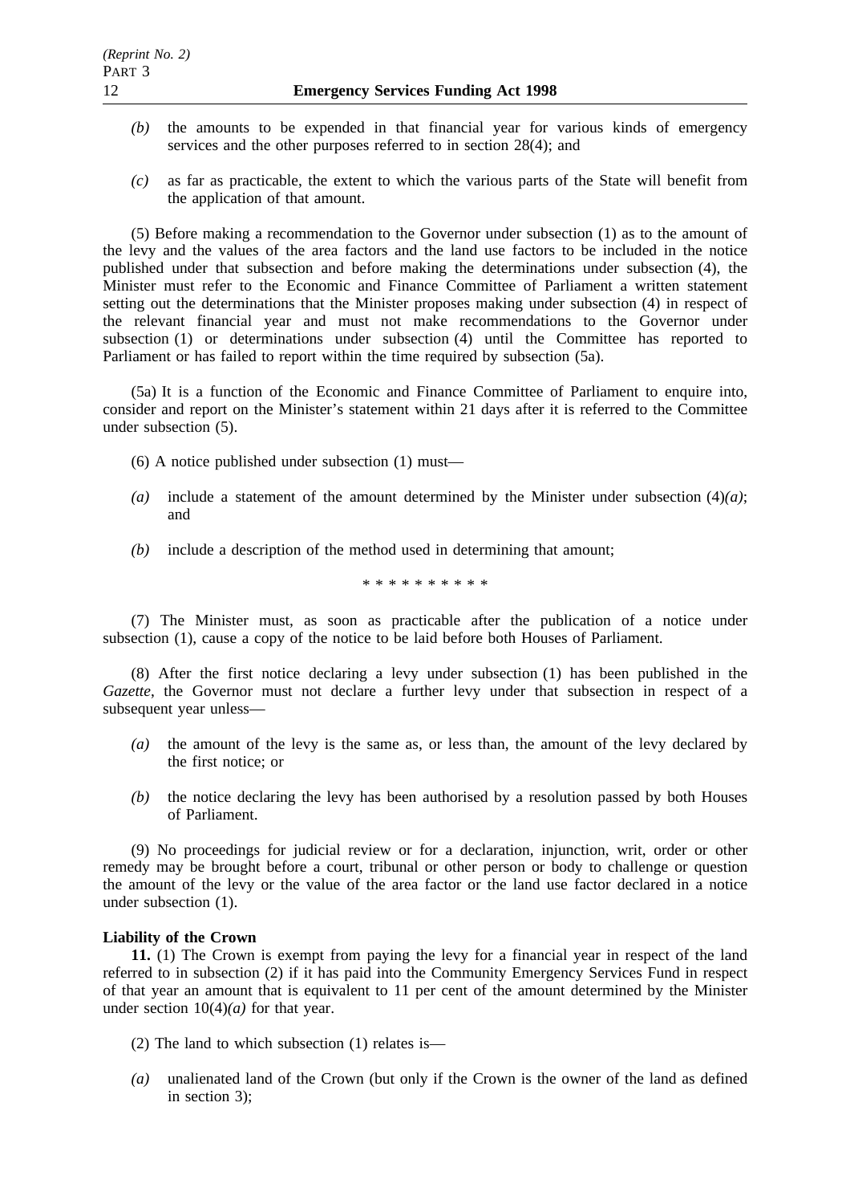*(b)* the amounts to be expended in that financial year for various kinds of emergency services and the other purposes referred to in section 28(4); and

*(c)* as far as practicable, the extent to which the various parts of the State will benefit from the application of that amount.

(5) Before making a recommendation to the Governor under subsection (1) as to the amount of the levy and the values of the area factors and the land use factors to be included in the notice published under that subsection and before making the determinations under subsection (4), the Minister must refer to the Economic and Finance Committee of Parliament a written statement setting out the determinations that the Minister proposes making under subsection (4) in respect of the relevant financial year and must not make recommendations to the Governor under subsection (1) or determinations under subsection (4) until the Committee has reported to Parliament or has failed to report within the time required by subsection (5a).

(5a) It is a function of the Economic and Finance Committee of Parliament to enquire into, consider and report on the Minister's statement within 21 days after it is referred to the Committee under subsection (5).

(6) A notice published under subsection (1) must—

*(a)* include a statement of the amount determined by the Minister under subsection (4)*(a)*; and

*(b)* include a description of the method used in determining that amount;

\* \* \* \* \* \* \* \* \* \*

(7) The Minister must, as soon as practicable after the publication of a notice under subsection (1), cause a copy of the notice to be laid before both Houses of Parliament.

(8) After the first notice declaring a levy under subsection (1) has been published in the *Gazette*, the Governor must not declare a further levy under that subsection in respect of a subsequent year unless—

*(a)* the amount of the levy is the same as, or less than, the amount of the levy declared by the first notice; or

*(b)* the notice declaring the levy has been authorised by a resolution passed by both Houses of Parliament.

(9) No proceedings for judicial review or for a declaration, injunction, writ, order or other remedy may be brought before a court, tribunal or other person or body to challenge or question the amount of the levy or the value of the area factor or the land use factor declared in a notice under subsection (1).

**Liability of the Crown**

**11.** (1) The Crown is exempt from paying the levy for a financial year in respect of the land referred to in subsection (2) if it has paid into the Community Emergency Services Fund in respect of that year an amount that is equivalent to 11 per cent of the amount determined by the Minister under section 10(4)*(a)* for that year.

(2) The land to which subsection (1) relates is—

*(a)* unalienated land of the Crown (but only if the Crown is the owner of the land as defined in section 3);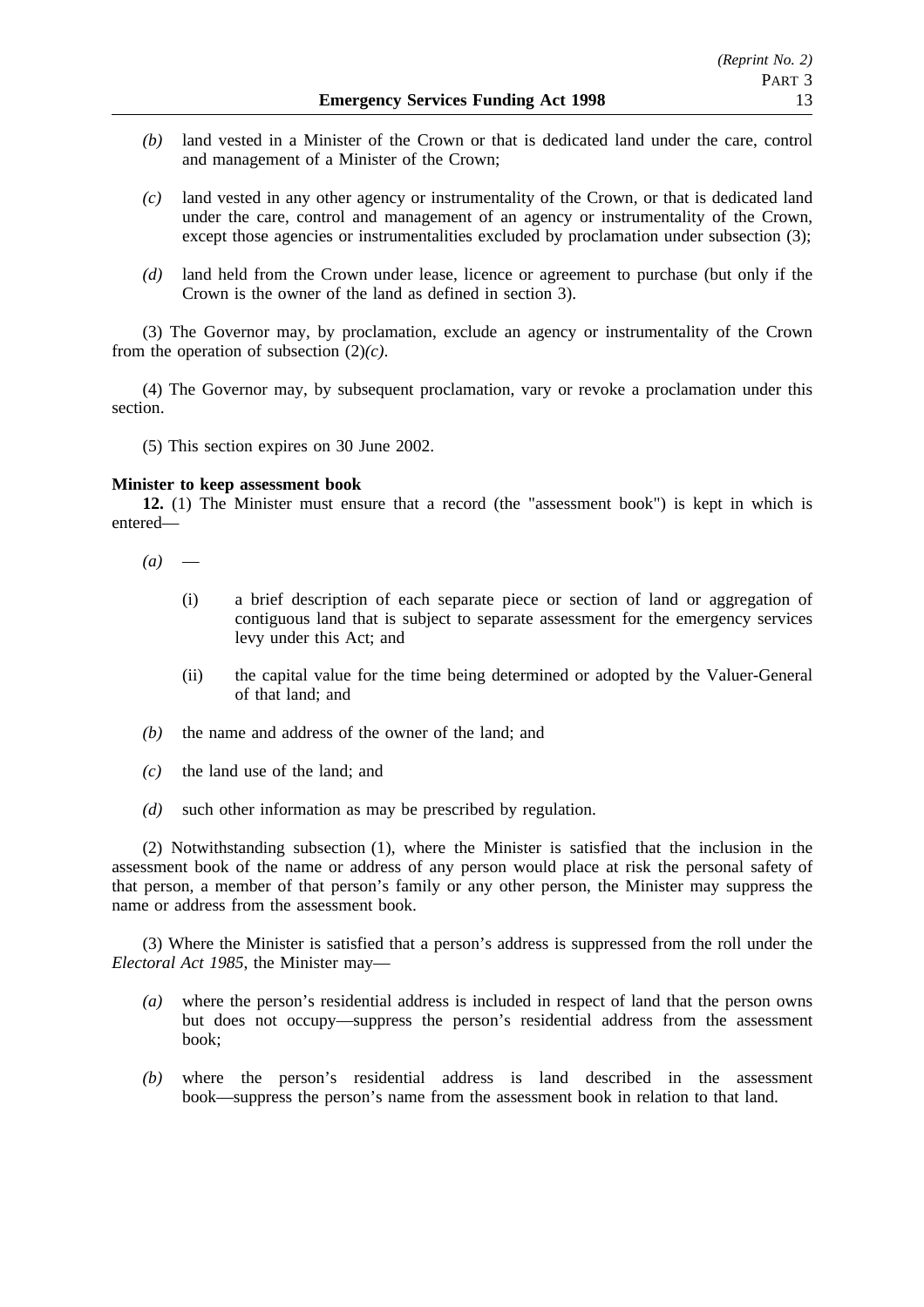*(b)* land vested in a Minister of the Crown or that is dedicated land under the care, control and management of a Minister of the Crown;

*(c)* land vested in any other agency or instrumentality of the Crown, or that is dedicated land under the care, control and management of an agency or instrumentality of the Crown, except those agencies or instrumentalities excluded by proclamation under subsection (3);

*(d)* land held from the Crown under lease, licence or agreement to purchase (but only if the Crown is the owner of the land as defined in section 3).

(3) The Governor may, by proclamation, exclude an agency or instrumentality of the Crown from the operation of subsection (2)*(c)*.

(4) The Governor may, by subsequent proclamation, vary or revoke a proclamation under this section.

(5) This section expires on 30 June 2002.

**Minister to keep assessment book**

**12.** (1) The Minister must ensure that a record (the "assessment book") is kept in which is entered—

*(a)* —

(i) a brief description of each separate piece or section of land or aggregation of contiguous land that is subject to separate assessment for the emergency services levy under this Act; and

(ii) the capital value for the time being determined or adopted by the Valuer-General of that land; and

*(b)* the name and address of the owner of the land; and

*(c)* the land use of the land; and

*(d)* such other information as may be prescribed by regulation.

(2) Notwithstanding subsection (1), where the Minister is satisfied that the inclusion in the assessment book of the name or address of any person would place at risk the personal safety of that person, a member of that person's family or any other person, the Minister may suppress the name or address from the assessment book.

(3) Where the Minister is satisfied that a person's address is suppressed from the roll under the *Electoral Act 1985*, the Minister may—

*(a)* where the person's residential address is included in respect of land that the person owns but does not occupy—suppress the person's residential address from the assessment book;

*(b)* where the person's residential address is land described in the assessment book—suppress the person's name from the assessment book in relation to that land.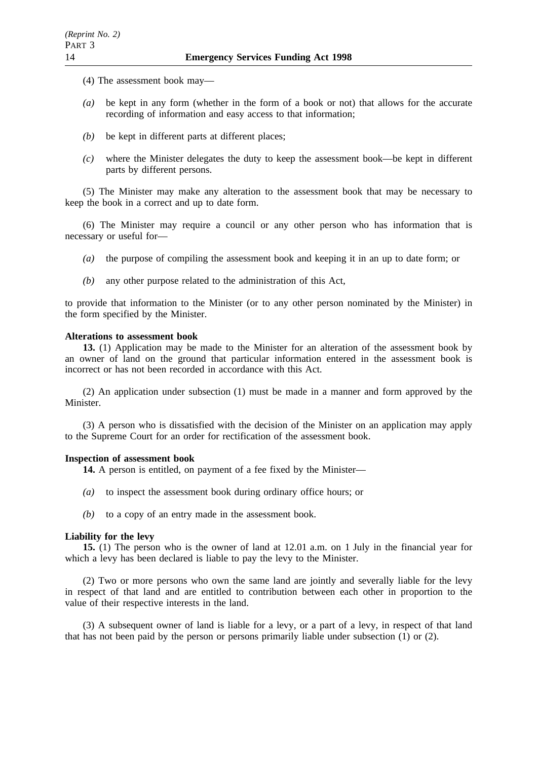(4) The assessment book may—

*(a)* be kept in any form (whether in the form of a book or not) that allows for the accurate recording of information and easy access to that information;

*(b)* be kept in different parts at different places;

*(c)* where the Minister delegates the duty to keep the assessment book—be kept in different parts by different persons.

(5) The Minister may make any alteration to the assessment book that may be necessary to keep the book in a correct and up to date form.

(6) The Minister may require a council or any other person who has information that is necessary or useful for—

*(a)* the purpose of compiling the assessment book and keeping it in an up to date form; or

*(b)* any other purpose related to the administration of this Act,

to provide that information to the Minister (or to any other person nominated by the Minister) in the form specified by the Minister.

**Alterations to assessment book**

**13.** (1) Application may be made to the Minister for an alteration of the assessment book by an owner of land on the ground that particular information entered in the assessment book is incorrect or has not been recorded in accordance with this Act.

(2) An application under subsection (1) must be made in a manner and form approved by the Minister.

(3) A person who is dissatisfied with the decision of the Minister on an application may apply to the Supreme Court for an order for rectification of the assessment book.

**Inspection of assessment book**

**14.** A person is entitled, on payment of a fee fixed by the Minister—

*(a)* to inspect the assessment book during ordinary office hours; or

*(b)* to a copy of an entry made in the assessment book.

**Liability for the levy**

**15.** (1) The person who is the owner of land at 12.01 a.m. on 1 July in the financial year for which a levy has been declared is liable to pay the levy to the Minister.

(2) Two or more persons who own the same land are jointly and severally liable for the levy in respect of that land and are entitled to contribution between each other in proportion to the value of their respective interests in the land.

(3) A subsequent owner of land is liable for a levy, or a part of a levy, in respect of that land that has not been paid by the person or persons primarily liable under subsection (1) or (2).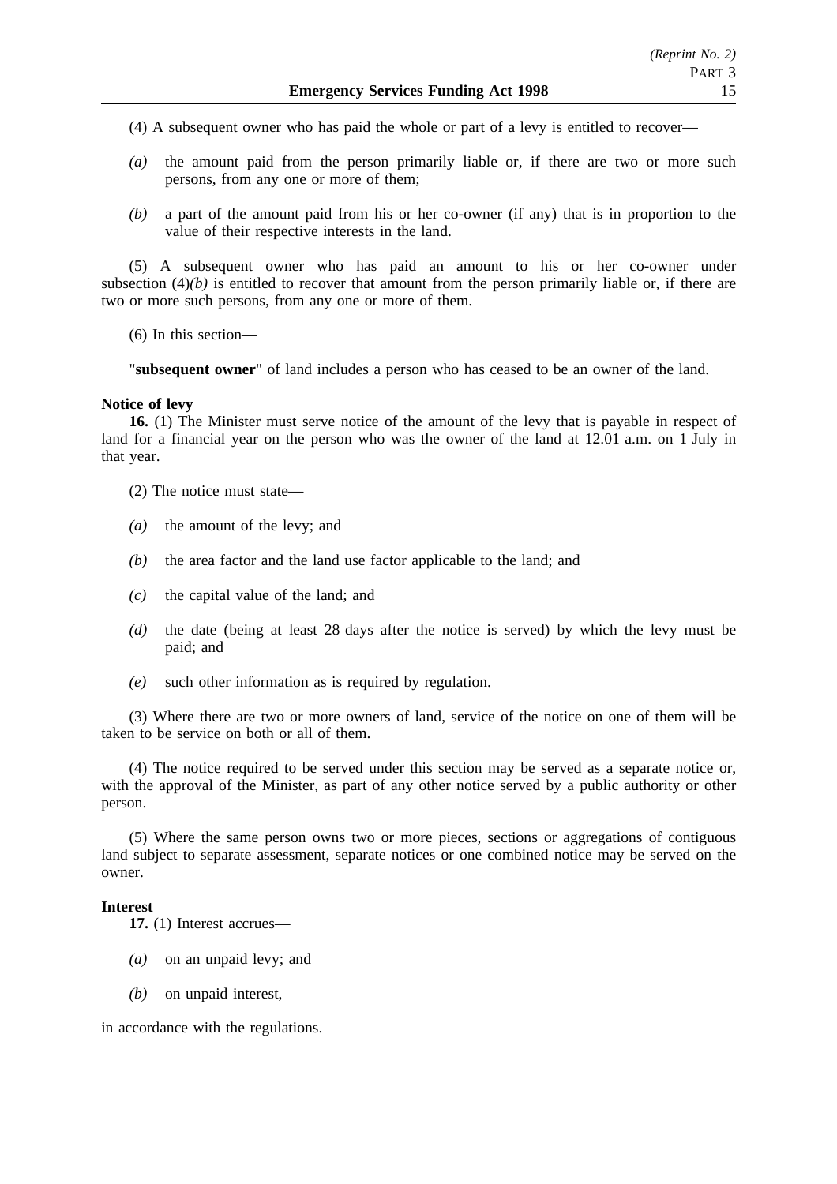(4) A subsequent owner who has paid the whole or part of a levy is entitled to recover—

*(a)* the amount paid from the person primarily liable or, if there are two or more such persons, from any one or more of them;

*(b)* a part of the amount paid from his or her co-owner (if any) that is in proportion to the value of their respective interests in the land.

(5) A subsequent owner who has paid an amount to his or her co-owner under subsection (4)*(b)* is entitled to recover that amount from the person primarily liable or, if there are two or more such persons, from any one or more of them.

(6) In this section—

"**subsequent owner**" of land includes a person who has ceased to be an owner of the land.

**Notice of levy**

**16.** (1) The Minister must serve notice of the amount of the levy that is payable in respect of land for a financial year on the person who was the owner of the land at 12.01 a.m. on 1 July in that year.

(2) The notice must state—

*(a)* the amount of the levy; and

*(b)* the area factor and the land use factor applicable to the land; and

*(c)* the capital value of the land; and

*(d)* the date (being at least 28 days after the notice is served) by which the levy must be paid; and

*(e)* such other information as is required by regulation.

(3) Where there are two or more owners of land, service of the notice on one of them will be taken to be service on both or all of them.

(4) The notice required to be served under this section may be served as a separate notice or, with the approval of the Minister, as part of any other notice served by a public authority or other person.

(5) Where the same person owns two or more pieces, sections or aggregations of contiguous land subject to separate assessment, separate notices or one combined notice may be served on the owner.

**Interest**

**17.** (1) Interest accrues—

*(a)* on an unpaid levy; and

*(b)* on unpaid interest,

in accordance with the regulations.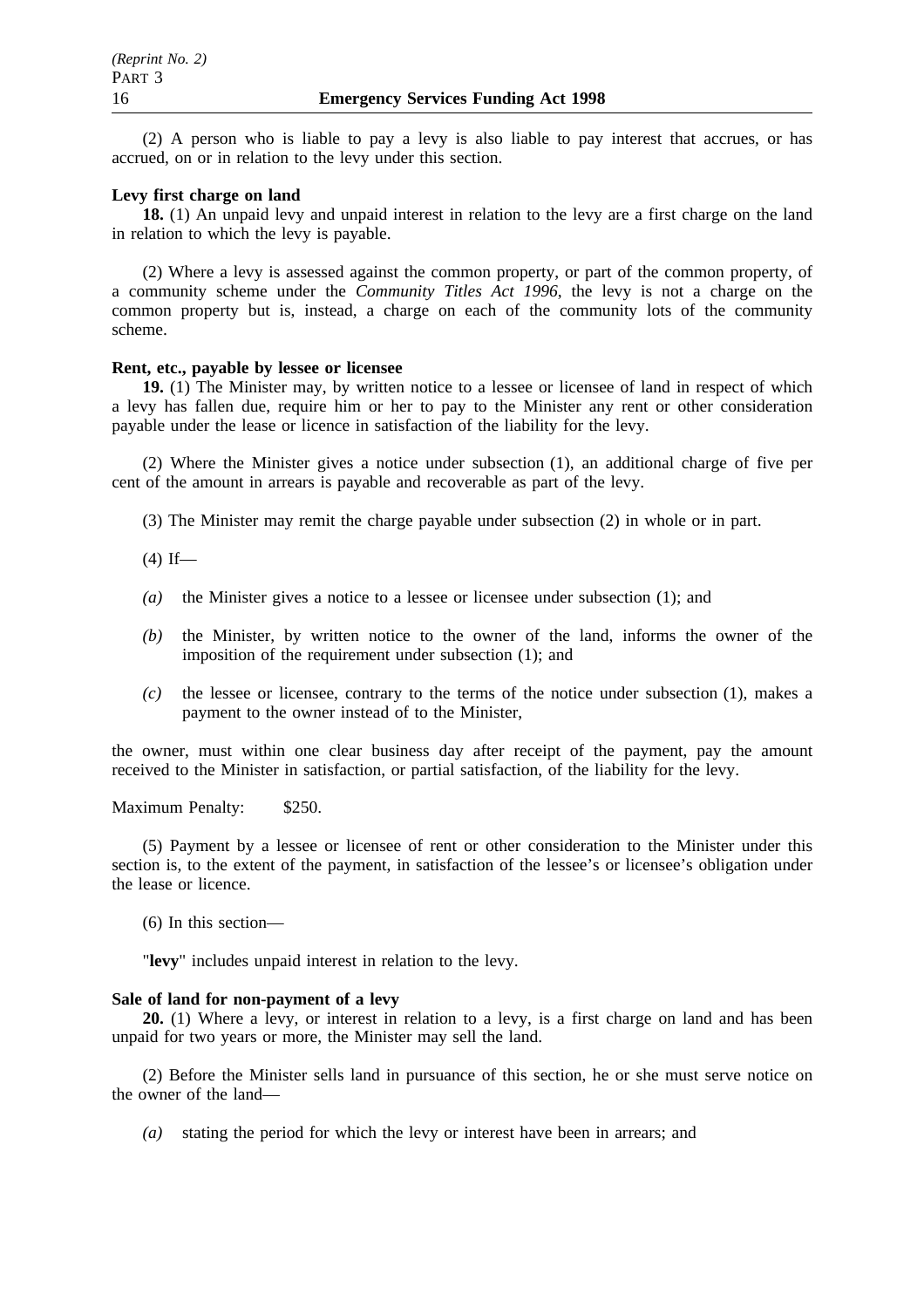(2) A person who is liable to pay a levy is also liable to pay interest that accrues, or has accrued, on or in relation to the levy under this section.

**Levy first charge on land**

**18.** (1) An unpaid levy and unpaid interest in relation to the levy are a first charge on the land in relation to which the levy is payable.

(2) Where a levy is assessed against the common property, or part of the common property, of a community scheme under the *Community Titles Act 1996*, the levy is not a charge on the common property but is, instead, a charge on each of the community lots of the community scheme.

**Rent, etc., payable by lessee or licensee**

**19.** (1) The Minister may, by written notice to a lessee or licensee of land in respect of which a levy has fallen due, require him or her to pay to the Minister any rent or other consideration payable under the lease or licence in satisfaction of the liability for the levy.

(2) Where the Minister gives a notice under subsection (1), an additional charge of five per cent of the amount in arrears is payable and recoverable as part of the levy.

(3) The Minister may remit the charge payable under subsection (2) in whole or in part.

(4) If—

*(a)* the Minister gives a notice to a lessee or licensee under subsection (1); and

*(b)* the Minister, by written notice to the owner of the land, informs the owner of the imposition of the requirement under subsection (1); and

*(c)* the lessee or licensee, contrary to the terms of the notice under subsection (1), makes a payment to the owner instead of to the Minister,

the owner, must within one clear business day after receipt of the payment, pay the amount received to the Minister in satisfaction, or partial satisfaction, of the liability for the levy.

Maximum Penalty: $250.

(5) Payment by a lessee or licensee of rent or other consideration to the Minister under this section is, to the extent of the payment, in satisfaction of the lessee's or licensee's obligation under the lease or licence.

(6) In this section—

"**levy**" includes unpaid interest in relation to the levy.

**Sale of land for non-payment of a levy**

**20.** (1) Where a levy, or interest in relation to a levy, is a first charge on land and has been unpaid for two years or more, the Minister may sell the land.

(2) Before the Minister sells land in pursuance of this section, he or she must serve notice on the owner of the land—

*(a)* stating the period for which the levy or interest have been in arrears; and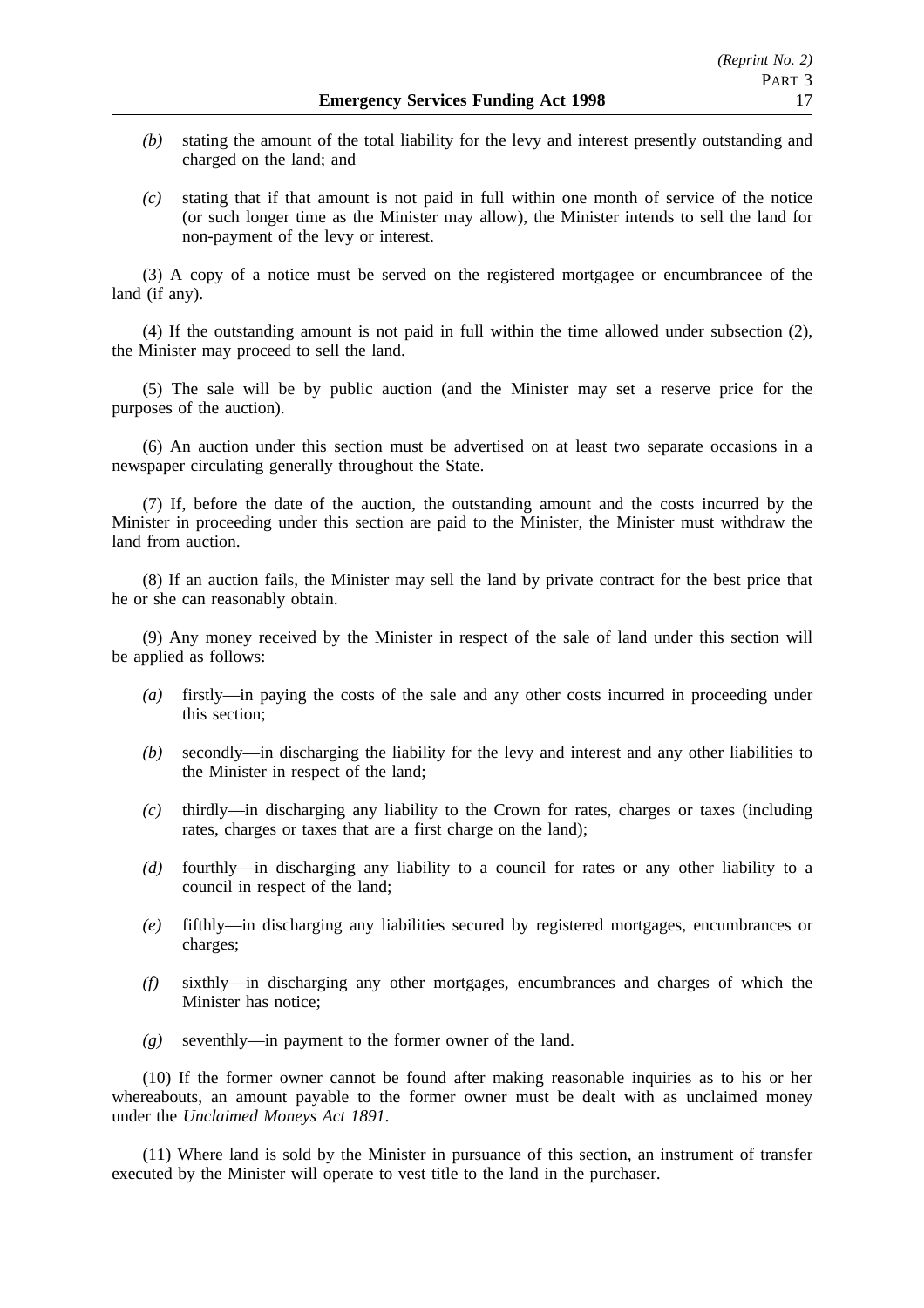*(b)* stating the amount of the total liability for the levy and interest presently outstanding and charged on the land; and

*(c)* stating that if that amount is not paid in full within one month of service of the notice (or such longer time as the Minister may allow), the Minister intends to sell the land for non-payment of the levy or interest.

(3) A copy of a notice must be served on the registered mortgagee or encumbrancee of the land (if any).

(4) If the outstanding amount is not paid in full within the time allowed under subsection (2), the Minister may proceed to sell the land.

(5) The sale will be by public auction (and the Minister may set a reserve price for the purposes of the auction).

(6) An auction under this section must be advertised on at least two separate occasions in a newspaper circulating generally throughout the State.

(7) If, before the date of the auction, the outstanding amount and the costs incurred by the Minister in proceeding under this section are paid to the Minister, the Minister must withdraw the land from auction.

(8) If an auction fails, the Minister may sell the land by private contract for the best price that he or she can reasonably obtain.

(9) Any money received by the Minister in respect of the sale of land under this section will be applied as follows:

*(a)* firstly—in paying the costs of the sale and any other costs incurred in proceeding under this section;

*(b)* secondly—in discharging the liability for the levy and interest and any other liabilities to the Minister in respect of the land;

*(c)* thirdly—in discharging any liability to the Crown for rates, charges or taxes (including rates, charges or taxes that are a first charge on the land);

*(d)* fourthly—in discharging any liability to a council for rates or any other liability to a council in respect of the land;

*(e)* fifthly—in discharging any liabilities secured by registered mortgages, encumbrances or charges;

*(f)* sixthly—in discharging any other mortgages, encumbrances and charges of which the Minister has notice;

*(g)* seventhly—in payment to the former owner of the land.

(10) If the former owner cannot be found after making reasonable inquiries as to his or her whereabouts, an amount payable to the former owner must be dealt with as unclaimed money under the *Unclaimed Moneys Act 1891*.

(11) Where land is sold by the Minister in pursuance of this section, an instrument of transfer executed by the Minister will operate to vest title to the land in the purchaser.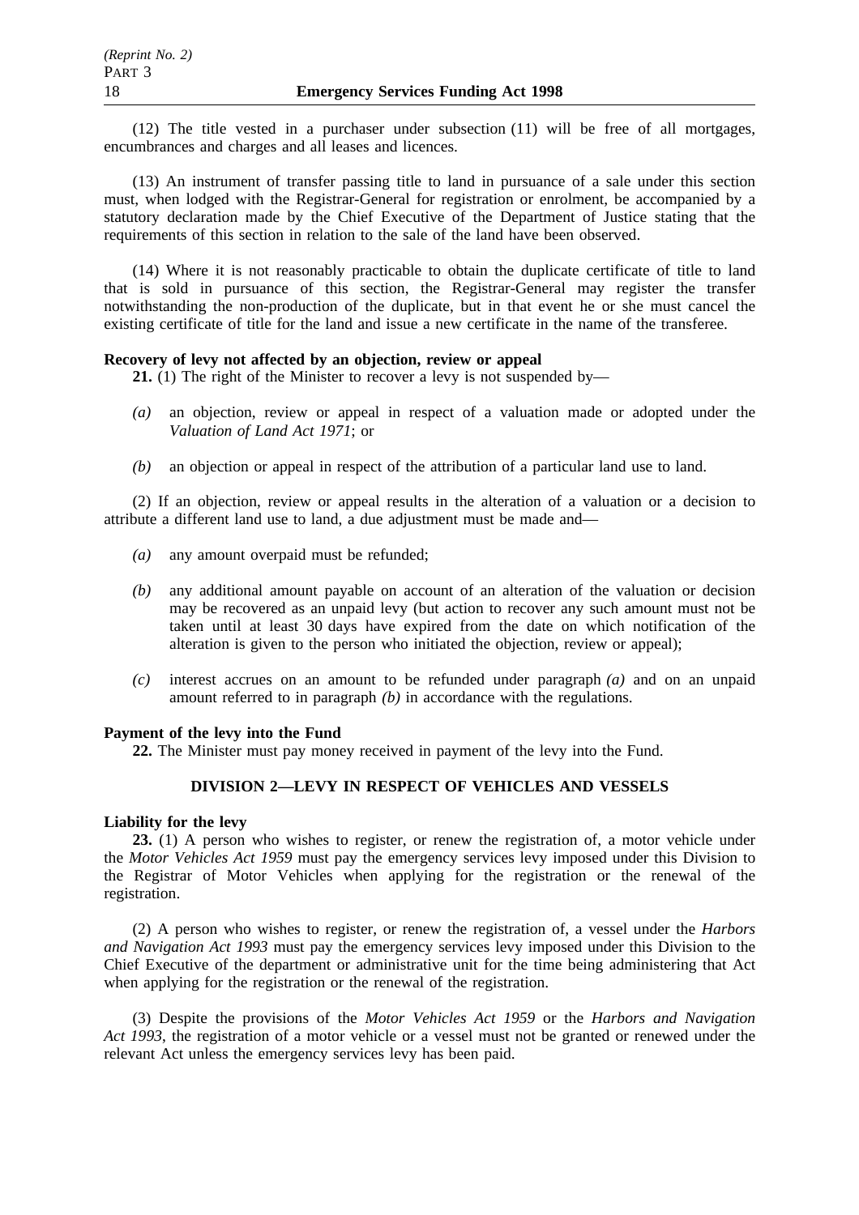(12) The title vested in a purchaser under subsection (11) will be free of all mortgages, encumbrances and charges and all leases and licences.

(13) An instrument of transfer passing title to land in pursuance of a sale under this section must, when lodged with the Registrar-General for registration or enrolment, be accompanied by a statutory declaration made by the Chief Executive of the Department of Justice stating that the requirements of this section in relation to the sale of the land have been observed.

(14) Where it is not reasonably practicable to obtain the duplicate certificate of title to land that is sold in pursuance of this section, the Registrar-General may register the transfer notwithstanding the non-production of the duplicate, but in that event he or she must cancel the existing certificate of title for the land and issue a new certificate in the name of the transferee.

**Recovery of levy not affected by an objection, review or appeal**

**21.** (1) The right of the Minister to recover a levy is not suspended by—

*(a)* an objection, review or appeal in respect of a valuation made or adopted under the *Valuation of Land Act 1971*; or

*(b)* an objection or appeal in respect of the attribution of a particular land use to land.

(2) If an objection, review or appeal results in the alteration of a valuation or a decision to attribute a different land use to land, a due adjustment must be made and—

*(a)* any amount overpaid must be refunded;

*(b)* any additional amount payable on account of an alteration of the valuation or decision may be recovered as an unpaid levy (but action to recover any such amount must not be taken until at least 30 days have expired from the date on which notification of the alteration is given to the person who initiated the objection, review or appeal);

*(c)* interest accrues on an amount to be refunded under paragraph *(a)* and on an unpaid amount referred to in paragraph *(b)* in accordance with the regulations.

**Payment of the levy into the Fund**

**22.** The Minister must pay money received in payment of the levy into the Fund.

## DIVISION 2—LEVY IN RESPECT OF VEHICLES AND VESSELS

**Liability for the levy**

**23.** (1) A person who wishes to register, or renew the registration of, a motor vehicle under the *Motor Vehicles Act 1959* must pay the emergency services levy imposed under this Division to the Registrar of Motor Vehicles when applying for the registration or the renewal of the registration.

(2) A person who wishes to register, or renew the registration of, a vessel under the *Harbors and Navigation Act 1993* must pay the emergency services levy imposed under this Division to the Chief Executive of the department or administrative unit for the time being administering that Act when applying for the registration or the renewal of the registration.

(3) Despite the provisions of the *Motor Vehicles Act 1959* or the *Harbors and Navigation Act 1993*, the registration of a motor vehicle or a vessel must not be granted or renewed under the relevant Act unless the emergency services levy has been paid.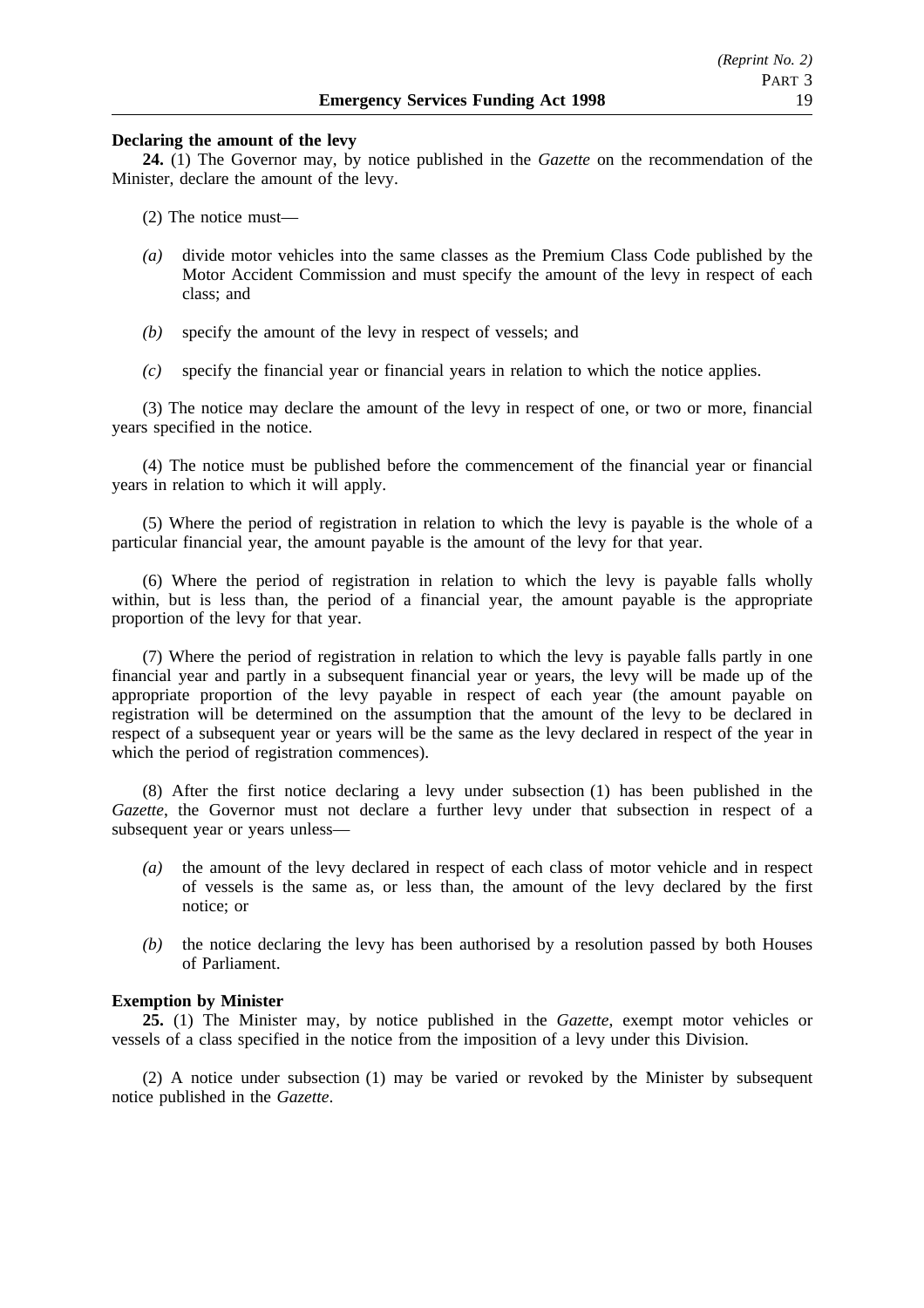**Declaring the amount of the levy**

**24.** (1) The Governor may, by notice published in the *Gazette* on the recommendation of the Minister, declare the amount of the levy.

(2) The notice must—

*(a)* divide motor vehicles into the same classes as the Premium Class Code published by the Motor Accident Commission and must specify the amount of the levy in respect of each class; and

*(b)* specify the amount of the levy in respect of vessels; and

*(c)* specify the financial year or financial years in relation to which the notice applies.

(3) The notice may declare the amount of the levy in respect of one, or two or more, financial years specified in the notice.

(4) The notice must be published before the commencement of the financial year or financial years in relation to which it will apply.

(5) Where the period of registration in relation to which the levy is payable is the whole of a particular financial year, the amount payable is the amount of the levy for that year.

(6) Where the period of registration in relation to which the levy is payable falls wholly within, but is less than, the period of a financial year, the amount payable is the appropriate proportion of the levy for that year.

(7) Where the period of registration in relation to which the levy is payable falls partly in one financial year and partly in a subsequent financial year or years, the levy will be made up of the appropriate proportion of the levy payable in respect of each year (the amount payable on registration will be determined on the assumption that the amount of the levy to be declared in respect of a subsequent year or years will be the same as the levy declared in respect of the year in which the period of registration commences).

(8) After the first notice declaring a levy under subsection (1) has been published in the *Gazette*, the Governor must not declare a further levy under that subsection in respect of a subsequent year or years unless—

*(a)* the amount of the levy declared in respect of each class of motor vehicle and in respect of vessels is the same as, or less than, the amount of the levy declared by the first notice; or

*(b)* the notice declaring the levy has been authorised by a resolution passed by both Houses of Parliament.

**Exemption by Minister**

**25.** (1) The Minister may, by notice published in the *Gazette*, exempt motor vehicles or vessels of a class specified in the notice from the imposition of a levy under this Division.

(2) A notice under subsection (1) may be varied or revoked by the Minister by subsequent notice published in the *Gazette*.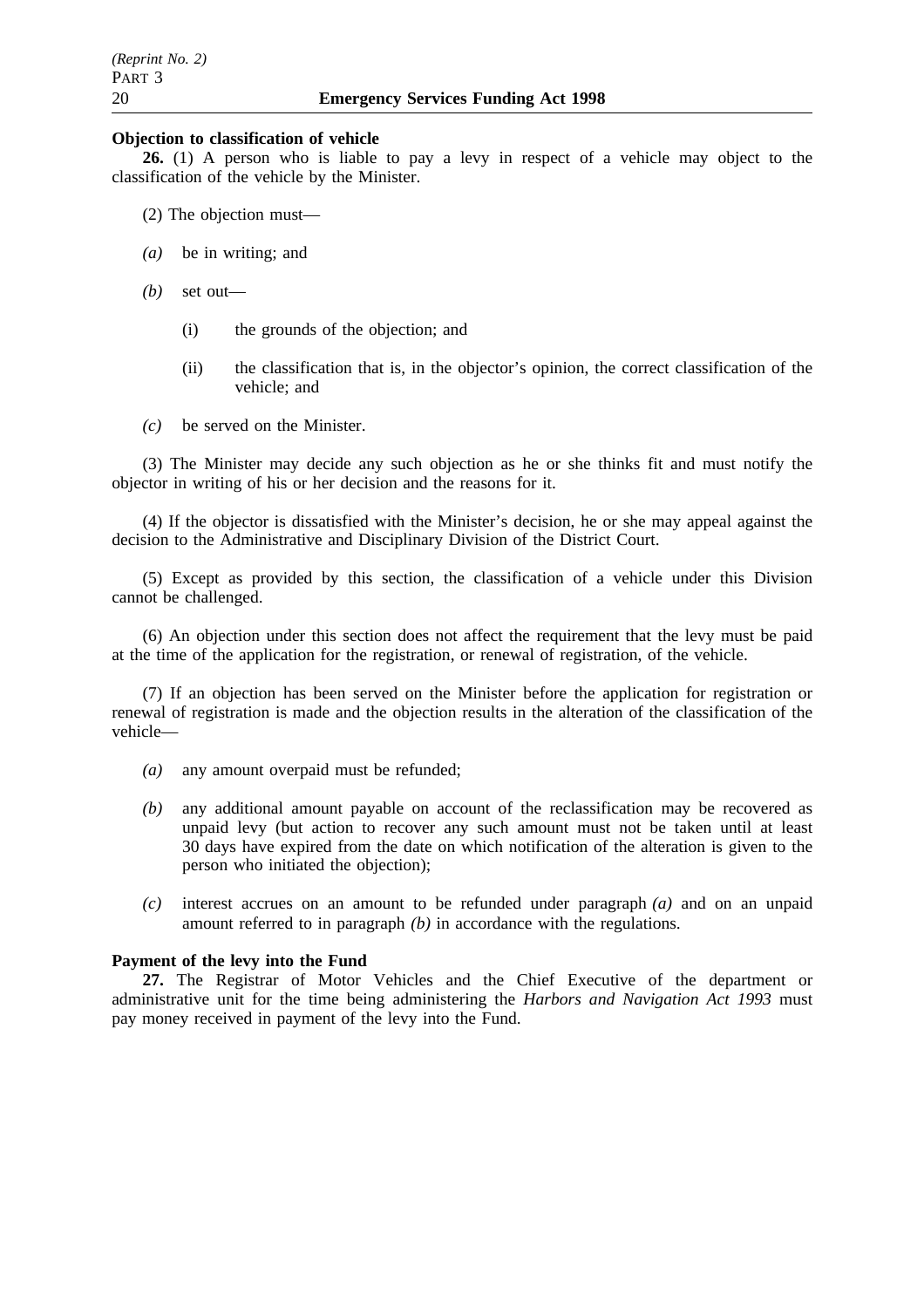**Objection to classification of vehicle**

**26.** (1) A person who is liable to pay a levy in respect of a vehicle may object to the classification of the vehicle by the Minister.

(2) The objection must—

*(a)* be in writing; and

*(b)* set out—

(i) the grounds of the objection; and

(ii) the classification that is, in the objector's opinion, the correct classification of the vehicle; and

*(c)* be served on the Minister.

(3) The Minister may decide any such objection as he or she thinks fit and must notify the objector in writing of his or her decision and the reasons for it.

(4) If the objector is dissatisfied with the Minister's decision, he or she may appeal against the decision to the Administrative and Disciplinary Division of the District Court.

(5) Except as provided by this section, the classification of a vehicle under this Division cannot be challenged.

(6) An objection under this section does not affect the requirement that the levy must be paid at the time of the application for the registration, or renewal of registration, of the vehicle.

(7) If an objection has been served on the Minister before the application for registration or renewal of registration is made and the objection results in the alteration of the classification of the vehicle—

*(a)* any amount overpaid must be refunded;

*(b)* any additional amount payable on account of the reclassification may be recovered as unpaid levy (but action to recover any such amount must not be taken until at least 30 days have expired from the date on which notification of the alteration is given to the person who initiated the objection);

*(c)* interest accrues on an amount to be refunded under paragraph *(a)* and on an unpaid amount referred to in paragraph *(b)* in accordance with the regulations.

**Payment of the levy into the Fund**

**27.** The Registrar of Motor Vehicles and the Chief Executive of the department or administrative unit for the time being administering the *Harbors and Navigation Act 1993* must pay money received in payment of the levy into the Fund.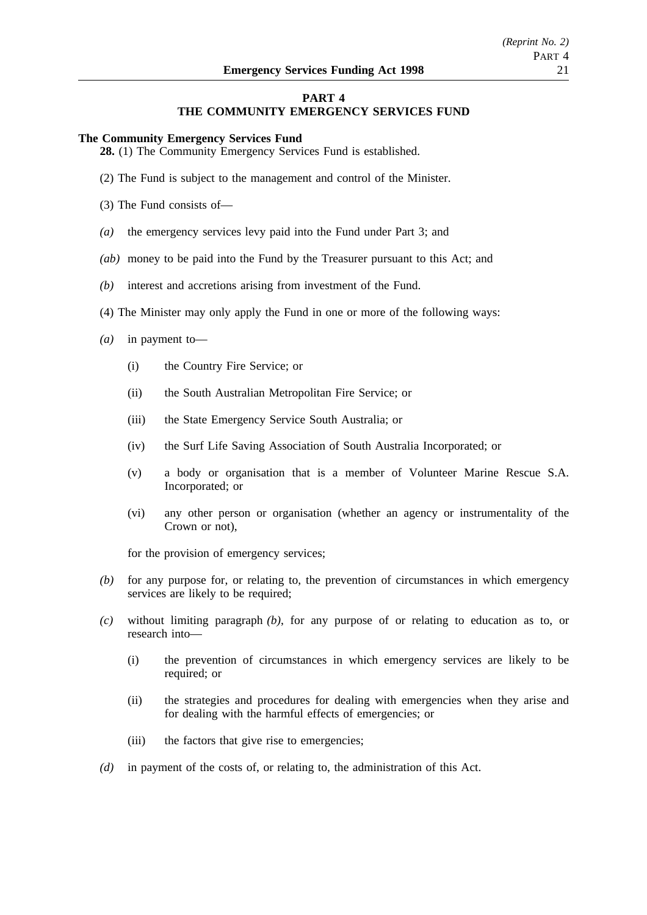## PART 4
## THE COMMUNITY EMERGENCY SERVICES FUND

**The Community Emergency Services Fund**

**28.** (1) The Community Emergency Services Fund is established.

(2) The Fund is subject to the management and control of the Minister.

(3) The Fund consists of—

*(a)* the emergency services levy paid into the Fund under Part 3; and

*(ab)* money to be paid into the Fund by the Treasurer pursuant to this Act; and

*(b)* interest and accretions arising from investment of the Fund.

(4) The Minister may only apply the Fund in one or more of the following ways:

*(a)* in payment to—

(i) the Country Fire Service; or

(ii) the South Australian Metropolitan Fire Service; or

(iii) the State Emergency Service South Australia; or

(iv) the Surf Life Saving Association of South Australia Incorporated; or

(v) a body or organisation that is a member of Volunteer Marine Rescue S.A. Incorporated; or

(vi) any other person or organisation (whether an agency or instrumentality of the Crown or not),

for the provision of emergency services;

*(b)* for any purpose for, or relating to, the prevention of circumstances in which emergency services are likely to be required;

*(c)* without limiting paragraph *(b)*, for any purpose of or relating to education as to, or research into—

(i) the prevention of circumstances in which emergency services are likely to be required; or

(ii) the strategies and procedures for dealing with emergencies when they arise and for dealing with the harmful effects of emergencies; or

(iii) the factors that give rise to emergencies;

*(d)* in payment of the costs of, or relating to, the administration of this Act.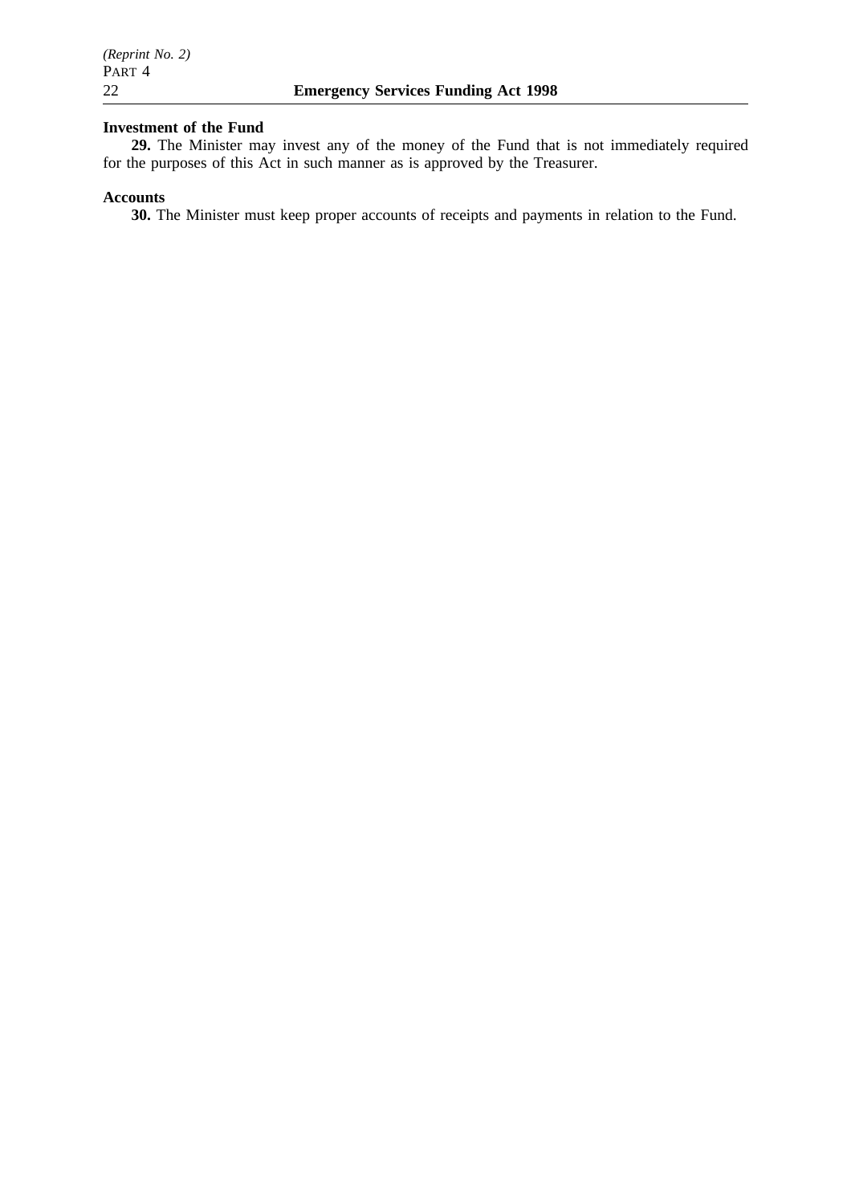**Investment of the Fund**

**29.** The Minister may invest any of the money of the Fund that is not immediately required for the purposes of this Act in such manner as is approved by the Treasurer.

**Accounts**

**30.** The Minister must keep proper accounts of receipts and payments in relation to the Fund.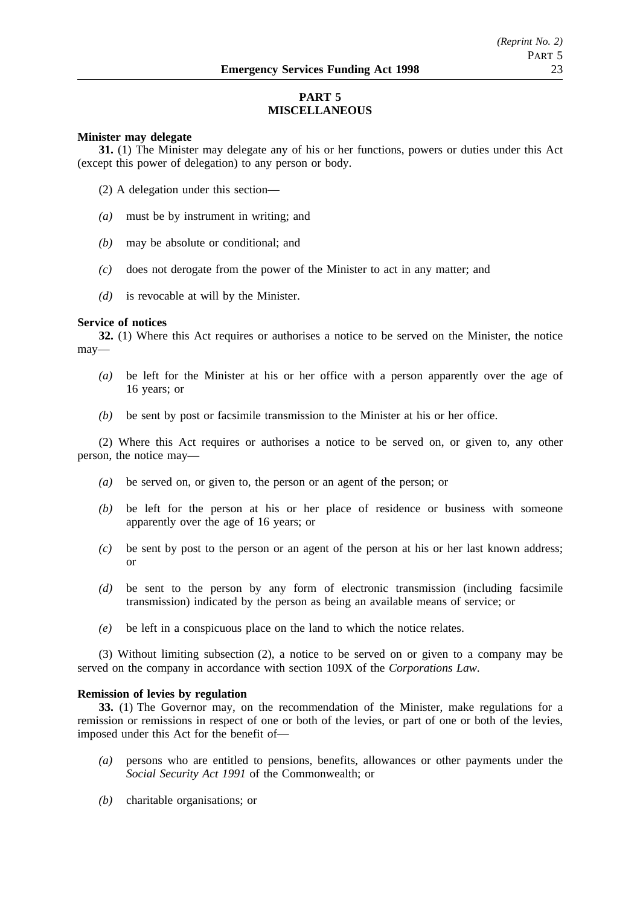## PART 5
## MISCELLANEOUS

**Minister may delegate**

**31.** (1) The Minister may delegate any of his or her functions, powers or duties under this Act (except this power of delegation) to any person or body.

(2) A delegation under this section—

*(a)* must be by instrument in writing; and

*(b)* may be absolute or conditional; and

*(c)* does not derogate from the power of the Minister to act in any matter; and

*(d)* is revocable at will by the Minister.

**Service of notices**

**32.** (1) Where this Act requires or authorises a notice to be served on the Minister, the notice may—

*(a)* be left for the Minister at his or her office with a person apparently over the age of 16 years; or

*(b)* be sent by post or facsimile transmission to the Minister at his or her office.

(2) Where this Act requires or authorises a notice to be served on, or given to, any other person, the notice may—

*(a)* be served on, or given to, the person or an agent of the person; or

*(b)* be left for the person at his or her place of residence or business with someone apparently over the age of 16 years; or

*(c)* be sent by post to the person or an agent of the person at his or her last known address; or

*(d)* be sent to the person by any form of electronic transmission (including facsimile transmission) indicated by the person as being an available means of service; or

*(e)* be left in a conspicuous place on the land to which the notice relates.

(3) Without limiting subsection (2), a notice to be served on or given to a company may be served on the company in accordance with section 109X of the *Corporations Law*.

**Remission of levies by regulation**

**33.** (1) The Governor may, on the recommendation of the Minister, make regulations for a remission or remissions in respect of one or both of the levies, or part of one or both of the levies, imposed under this Act for the benefit of—

*(a)* persons who are entitled to pensions, benefits, allowances or other payments under the *Social Security Act 1991* of the Commonwealth; or

*(b)* charitable organisations; or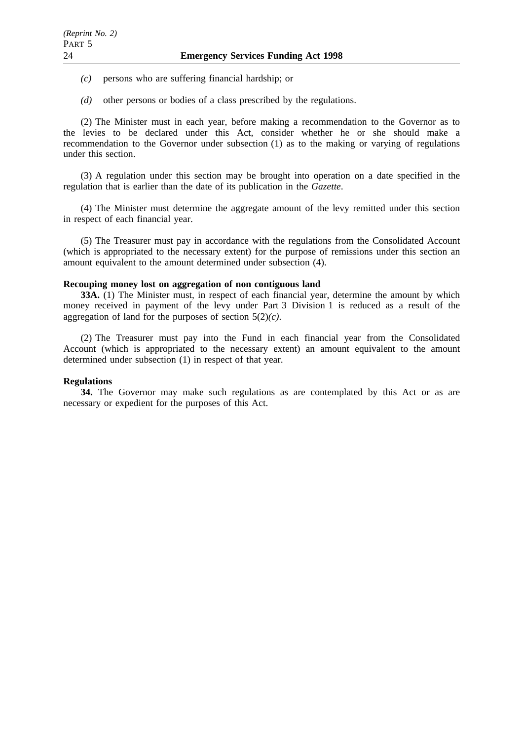*(c)* persons who are suffering financial hardship; or

*(d)* other persons or bodies of a class prescribed by the regulations.

(2) The Minister must in each year, before making a recommendation to the Governor as to the levies to be declared under this Act, consider whether he or she should make a recommendation to the Governor under subsection (1) as to the making or varying of regulations under this section.

(3) A regulation under this section may be brought into operation on a date specified in the regulation that is earlier than the date of its publication in the *Gazette*.

(4) The Minister must determine the aggregate amount of the levy remitted under this section in respect of each financial year.

(5) The Treasurer must pay in accordance with the regulations from the Consolidated Account (which is appropriated to the necessary extent) for the purpose of remissions under this section an amount equivalent to the amount determined under subsection (4).

**Recouping money lost on aggregation of non contiguous land**

**33A.** (1) The Minister must, in respect of each financial year, determine the amount by which money received in payment of the levy under Part 3 Division 1 is reduced as a result of the aggregation of land for the purposes of section 5(2)*(c)*.

(2) The Treasurer must pay into the Fund in each financial year from the Consolidated Account (which is appropriated to the necessary extent) an amount equivalent to the amount determined under subsection (1) in respect of that year.

**Regulations**

**34.** The Governor may make such regulations as are contemplated by this Act or as are necessary or expedient for the purposes of this Act.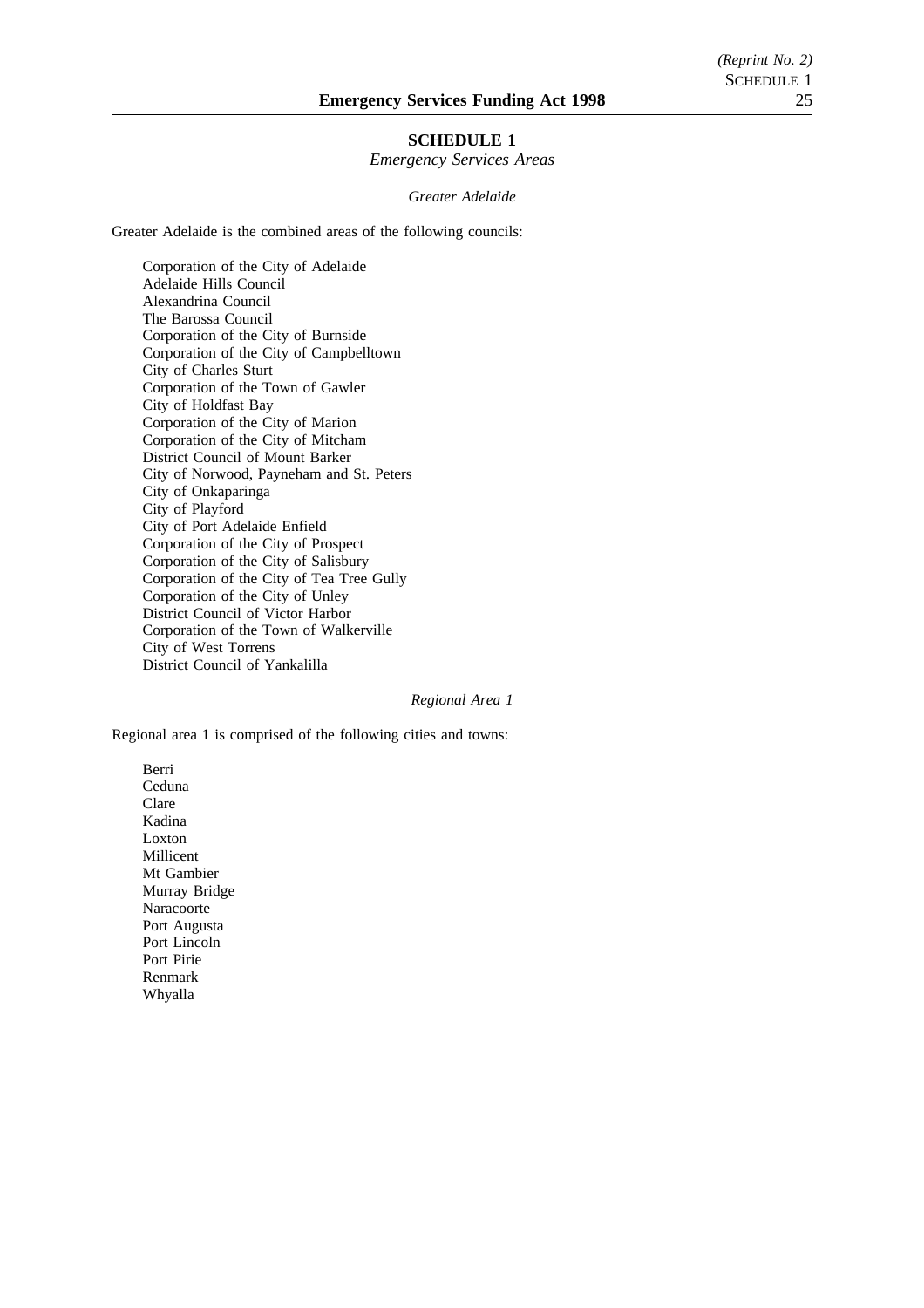## SCHEDULE 1

*Emergency Services Areas*

*Greater Adelaide*

Greater Adelaide is the combined areas of the following councils:

Corporation of the City of Adelaide
Adelaide Hills Council
Alexandrina Council
The Barossa Council
Corporation of the City of Burnside
Corporation of the City of Campbelltown
City of Charles Sturt
Corporation of the Town of Gawler
City of Holdfast Bay
Corporation of the City of Marion
Corporation of the City of Mitcham
District Council of Mount Barker
City of Norwood, Payneham and St. Peters
City of Onkaparinga
City of Playford
City of Port Adelaide Enfield
Corporation of the City of Prospect
Corporation of the City of Salisbury
Corporation of the City of Tea Tree Gully
Corporation of the City of Unley
District Council of Victor Harbor
Corporation of the Town of Walkerville
City of West Torrens
District Council of Yankalilla

*Regional Area 1*

Regional area 1 is comprised of the following cities and towns:

Berri
Ceduna
Clare
Kadina
Loxton
Millicent
Mt Gambier
Murray Bridge
Naracoorte
Port Augusta
Port Lincoln
Port Pirie
Renmark
Whyalla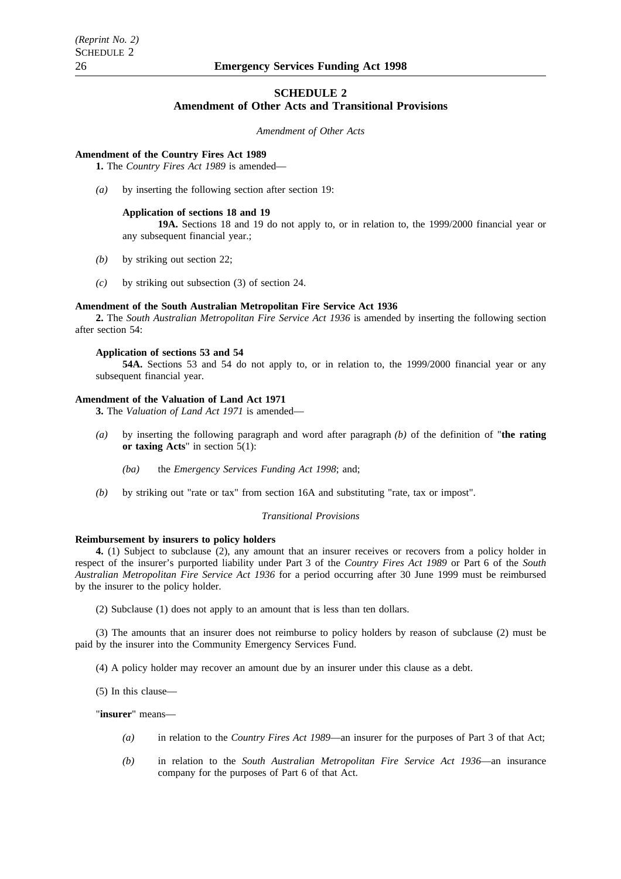## SCHEDULE 2
## Amendment of Other Acts and Transitional Provisions

*Amendment of Other Acts*

**Amendment of the Country Fires Act 1989**

**1.** The *Country Fires Act 1989* is amended—

*(a)* by inserting the following section after section 19:

**Application of sections 18 and 19**

**19A.** Sections 18 and 19 do not apply to, or in relation to, the 1999/2000 financial year or any subsequent financial year.;

*(b)* by striking out section 22;

*(c)* by striking out subsection (3) of section 24.

**Amendment of the South Australian Metropolitan Fire Service Act 1936**

**2.** The *South Australian Metropolitan Fire Service Act 1936* is amended by inserting the following section after section 54:

**Application of sections 53 and 54**

**54A.** Sections 53 and 54 do not apply to, or in relation to, the 1999/2000 financial year or any subsequent financial year.

**Amendment of the Valuation of Land Act 1971**

**3.** The *Valuation of Land Act 1971* is amended—

*(a)* by inserting the following paragraph and word after paragraph *(b)* of the definition of "**the rating or taxing Acts**" in section 5(1):

*(ba)* the *Emergency Services Funding Act 1998*; and;

*(b)* by striking out "rate or tax" from section 16A and substituting "rate, tax or impost".

*Transitional Provisions*

**Reimbursement by insurers to policy holders**

**4.** (1) Subject to subclause (2), any amount that an insurer receives or recovers from a policy holder in respect of the insurer's purported liability under Part 3 of the *Country Fires Act 1989* or Part 6 of the *South Australian Metropolitan Fire Service Act 1936* for a period occurring after 30 June 1999 must be reimbursed by the insurer to the policy holder.

(2) Subclause (1) does not apply to an amount that is less than ten dollars.

(3) The amounts that an insurer does not reimburse to policy holders by reason of subclause (2) must be paid by the insurer into the Community Emergency Services Fund.

(4) A policy holder may recover an amount due by an insurer under this clause as a debt.

(5) In this clause—

"**insurer**" means—

*(a)* in relation to the *Country Fires Act 1989*—an insurer for the purposes of Part 3 of that Act;

*(b)* in relation to the *South Australian Metropolitan Fire Service Act 1936*—an insurance company for the purposes of Part 6 of that Act.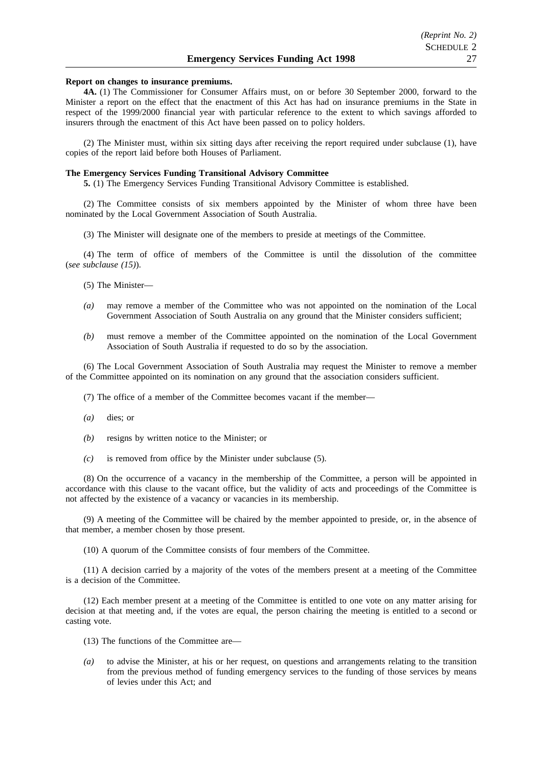**Report on changes to insurance premiums.**

**4A.** (1) The Commissioner for Consumer Affairs must, on or before 30 September 2000, forward to the Minister a report on the effect that the enactment of this Act has had on insurance premiums in the State in respect of the 1999/2000 financial year with particular reference to the extent to which savings afforded to insurers through the enactment of this Act have been passed on to policy holders.

(2) The Minister must, within six sitting days after receiving the report required under subclause (1), have copies of the report laid before both Houses of Parliament.

**The Emergency Services Funding Transitional Advisory Committee**

**5.** (1) The Emergency Services Funding Transitional Advisory Committee is established.

(2) The Committee consists of six members appointed by the Minister of whom three have been nominated by the Local Government Association of South Australia.

(3) The Minister will designate one of the members to preside at meetings of the Committee.

(4) The term of office of members of the Committee is until the dissolution of the committee (*see subclause (15)*).

(5) The Minister—

*(a)* may remove a member of the Committee who was not appointed on the nomination of the Local Government Association of South Australia on any ground that the Minister considers sufficient;

*(b)* must remove a member of the Committee appointed on the nomination of the Local Government Association of South Australia if requested to do so by the association.

(6) The Local Government Association of South Australia may request the Minister to remove a member of the Committee appointed on its nomination on any ground that the association considers sufficient.

(7) The office of a member of the Committee becomes vacant if the member—

*(a)* dies; or

*(b)* resigns by written notice to the Minister; or

*(c)* is removed from office by the Minister under subclause (5).

(8) On the occurrence of a vacancy in the membership of the Committee, a person will be appointed in accordance with this clause to the vacant office, but the validity of acts and proceedings of the Committee is not affected by the existence of a vacancy or vacancies in its membership.

(9) A meeting of the Committee will be chaired by the member appointed to preside, or, in the absence of that member, a member chosen by those present.

(10) A quorum of the Committee consists of four members of the Committee.

(11) A decision carried by a majority of the votes of the members present at a meeting of the Committee is a decision of the Committee.

(12) Each member present at a meeting of the Committee is entitled to one vote on any matter arising for decision at that meeting and, if the votes are equal, the person chairing the meeting is entitled to a second or casting vote.

(13) The functions of the Committee are—

*(a)* to advise the Minister, at his or her request, on questions and arrangements relating to the transition from the previous method of funding emergency services to the funding of those services by means of levies under this Act; and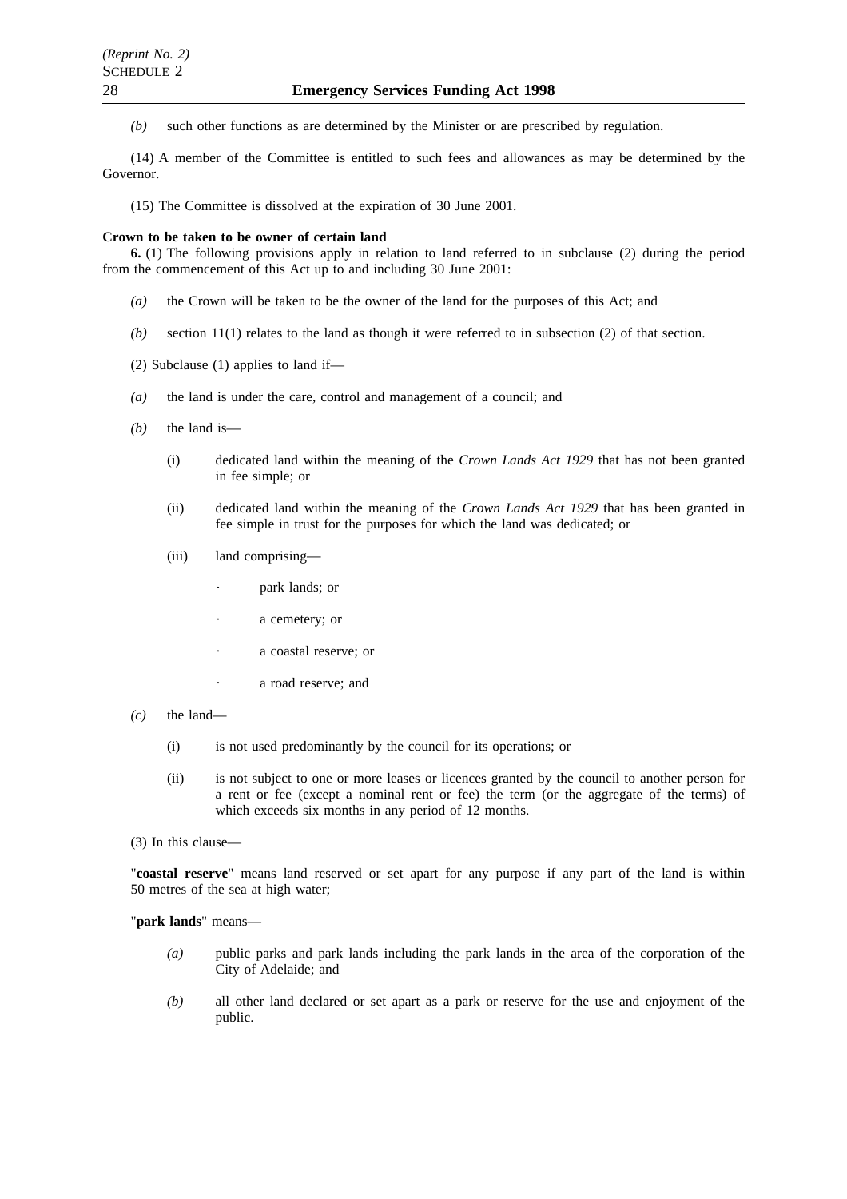*(b)* such other functions as are determined by the Minister or are prescribed by regulation.

(14) A member of the Committee is entitled to such fees and allowances as may be determined by the Governor.

(15) The Committee is dissolved at the expiration of 30 June 2001.

**Crown to be taken to be owner of certain land**

**6.** (1) The following provisions apply in relation to land referred to in subclause (2) during the period from the commencement of this Act up to and including 30 June 2001:

*(a)* the Crown will be taken to be the owner of the land for the purposes of this Act; and

*(b)* section 11(1) relates to the land as though it were referred to in subsection (2) of that section.

(2) Subclause (1) applies to land if—

*(a)* the land is under the care, control and management of a council; and

*(b)* the land is—

(i) dedicated land within the meaning of the *Crown Lands Act 1929* that has not been granted in fee simple; or

(ii) dedicated land within the meaning of the *Crown Lands Act 1929* that has been granted in fee simple in trust for the purposes for which the land was dedicated; or

(iii) land comprising—

- park lands; or
- a cemetery; or
- a coastal reserve; or
- a road reserve; and

*(c)* the land—

(i) is not used predominantly by the council for its operations; or

(ii) is not subject to one or more leases or licences granted by the council to another person for a rent or fee (except a nominal rent or fee) the term (or the aggregate of the terms) of which exceeds six months in any period of 12 months.

(3) In this clause—

"**coastal reserve**" means land reserved or set apart for any purpose if any part of the land is within 50 metres of the sea at high water;

"**park lands**" means—

*(a)* public parks and park lands including the park lands in the area of the corporation of the City of Adelaide; and

*(b)* all other land declared or set apart as a park or reserve for the use and enjoyment of the public.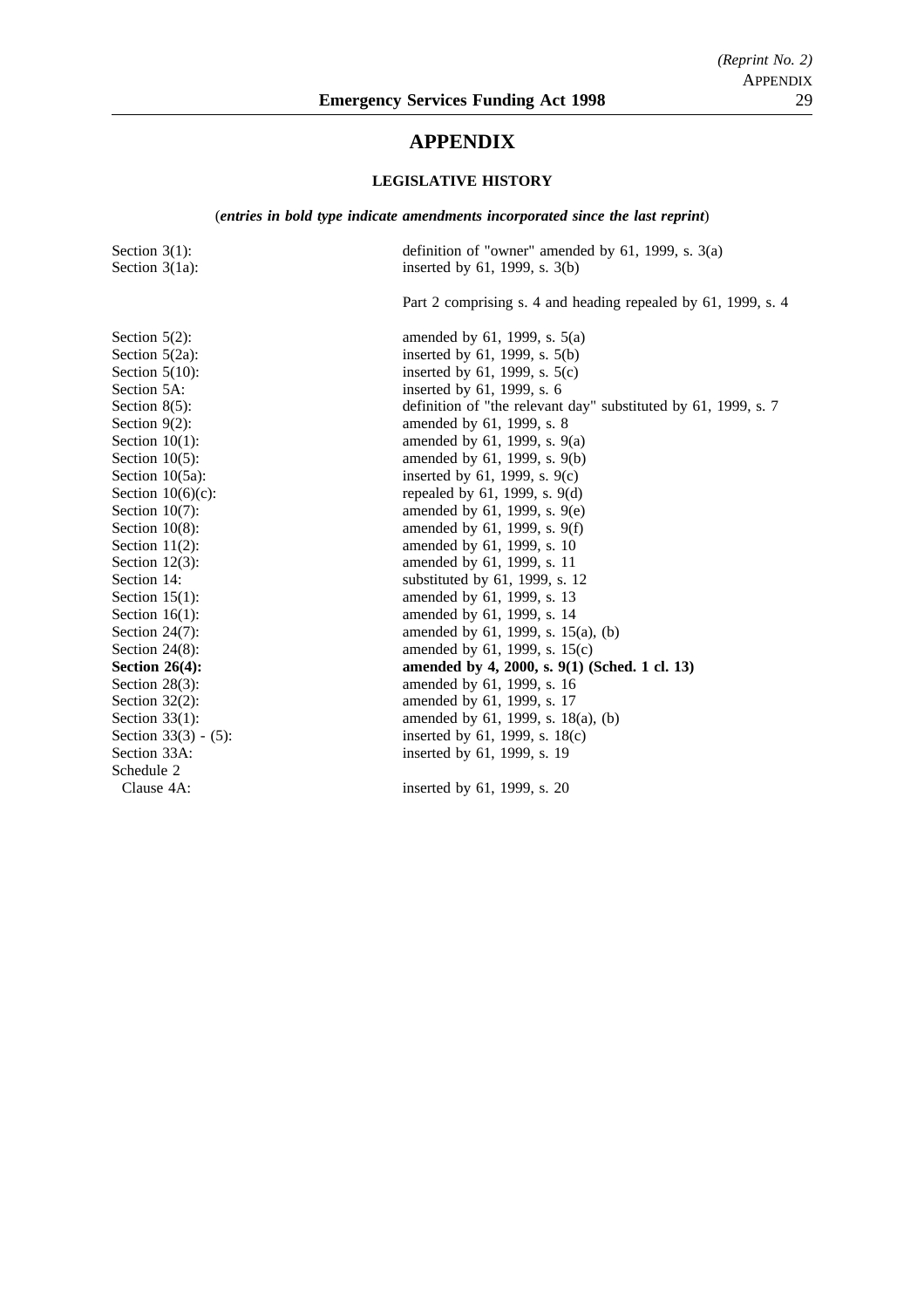# APPENDIX

## LEGISLATIVE HISTORY

(***entries in bold type indicate amendments incorporated since the last reprint***)

| | |
|---|---|
| Section 3(1): | definition of "owner" amended by 61, 1999, s. 3(a) |
| Section 3(1a): | inserted by 61, 1999, s. 3(b) |
| | Part 2 comprising s. 4 and heading repealed by 61, 1999, s. 4 |
| Section 5(2): | amended by 61, 1999, s. 5(a) |
| Section 5(2a): | inserted by 61, 1999, s. 5(b) |
| Section 5(10): | inserted by 61, 1999, s. 5(c) |
| Section 5A: | inserted by 61, 1999, s. 6 |
| Section 8(5): | definition of "the relevant day" substituted by 61, 1999, s. 7 |
| Section 9(2): | amended by 61, 1999, s. 8 |
| Section 10(1): | amended by 61, 1999, s. 9(a) |
| Section 10(5): | amended by 61, 1999, s. 9(b) |
| Section 10(5a): | inserted by 61, 1999, s. 9(c) |
| Section 10(6)(c): | repealed by 61, 1999, s. 9(d) |
| Section 10(7): | amended by 61, 1999, s. 9(e) |
| Section 10(8): | amended by 61, 1999, s. 9(f) |
| Section 11(2): | amended by 61, 1999, s. 10 |
| Section 12(3): | amended by 61, 1999, s. 11 |
| Section 14: | substituted by 61, 1999, s. 12 |
| Section 15(1): | amended by 61, 1999, s. 13 |
| Section 16(1): | amended by 61, 1999, s. 14 |
| Section 24(7): | amended by 61, 1999, s. 15(a), (b) |
| Section 24(8): | amended by 61, 1999, s. 15(c) |
| **Section 26(4):** | **amended by 4, 2000, s. 9(1) (Sched. 1 cl. 13)** |
| Section 28(3): | amended by 61, 1999, s. 16 |
| Section 32(2): | amended by 61, 1999, s. 17 |
| Section 33(1): | amended by 61, 1999, s. 18(a), (b) |
| Section 33(3) - (5): | inserted by 61, 1999, s. 18(c) |
| Section 33A: | inserted by 61, 1999, s. 19 |
| Schedule 2 | |
| Clause 4A: | inserted by 61, 1999, s. 20 |